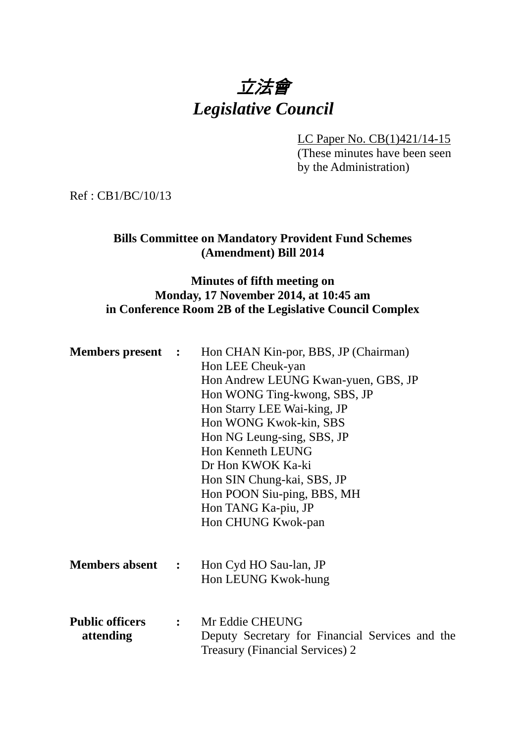# *立法會*
# *Legislative Council*

LC Paper No. CB(1)421/14-15
(These minutes have been seen by the Administration)

Ref : CB1/BC/10/13

**Bills Committee on Mandatory Provident Fund Schemes (Amendment) Bill 2014**

**Minutes of fifth meeting on Monday, 17 November 2014, at 10:45 am in Conference Room 2B of the Legislative Council Complex**

**Members present** : Hon CHAN Kin-por, BBS, JP (Chairman)
Hon LEE Cheuk-yan
Hon Andrew LEUNG Kwan-yuen, GBS, JP
Hon WONG Ting-kwong, SBS, JP
Hon Starry LEE Wai-king, JP
Hon WONG Kwok-kin, SBS
Hon NG Leung-sing, SBS, JP
Hon Kenneth LEUNG
Dr Hon KWOK Ka-ki
Hon SIN Chung-kai, SBS, JP
Hon POON Siu-ping, BBS, MH
Hon TANG Ka-piu, JP
Hon CHUNG Kwok-pan

**Members absent** : Hon Cyd HO Sau-lan, JP
Hon LEUNG Kwok-hung

**Public officers attending** : Mr Eddie CHEUNG
Deputy Secretary for Financial Services and the Treasury (Financial Services) 2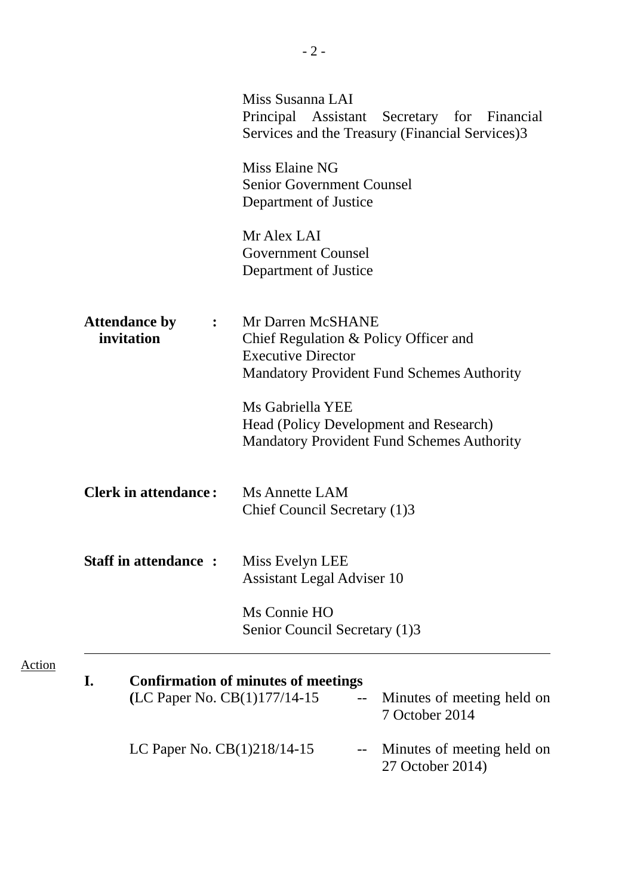Miss Susanna LAI
Principal Assistant Secretary for Financial Services and the Treasury (Financial Services)3

Miss Elaine NG
Senior Government Counsel
Department of Justice

Mr Alex LAI
Government Counsel
Department of Justice

**Attendance by invitation :**

Mr Darren McSHANE
Chief Regulation & Policy Officer and Executive Director
Mandatory Provident Fund Schemes Authority

Ms Gabriella YEE
Head (Policy Development and Research)
Mandatory Provident Fund Schemes Authority

**Clerk in attendance :**

Ms Annette LAM
Chief Council Secretary (1)3

**Staff in attendance :**

Miss Evelyn LEE
Assistant Legal Adviser 10

Ms Connie HO
Senior Council Secretary (1)3

---

Action

**I. Confirmation of minutes of meetings**

(LC Paper No. CB(1)177/14-15 -- Minutes of meeting held on 7 October 2014

LC Paper No. CB(1)218/14-15 -- Minutes of meeting held on 27 October 2014)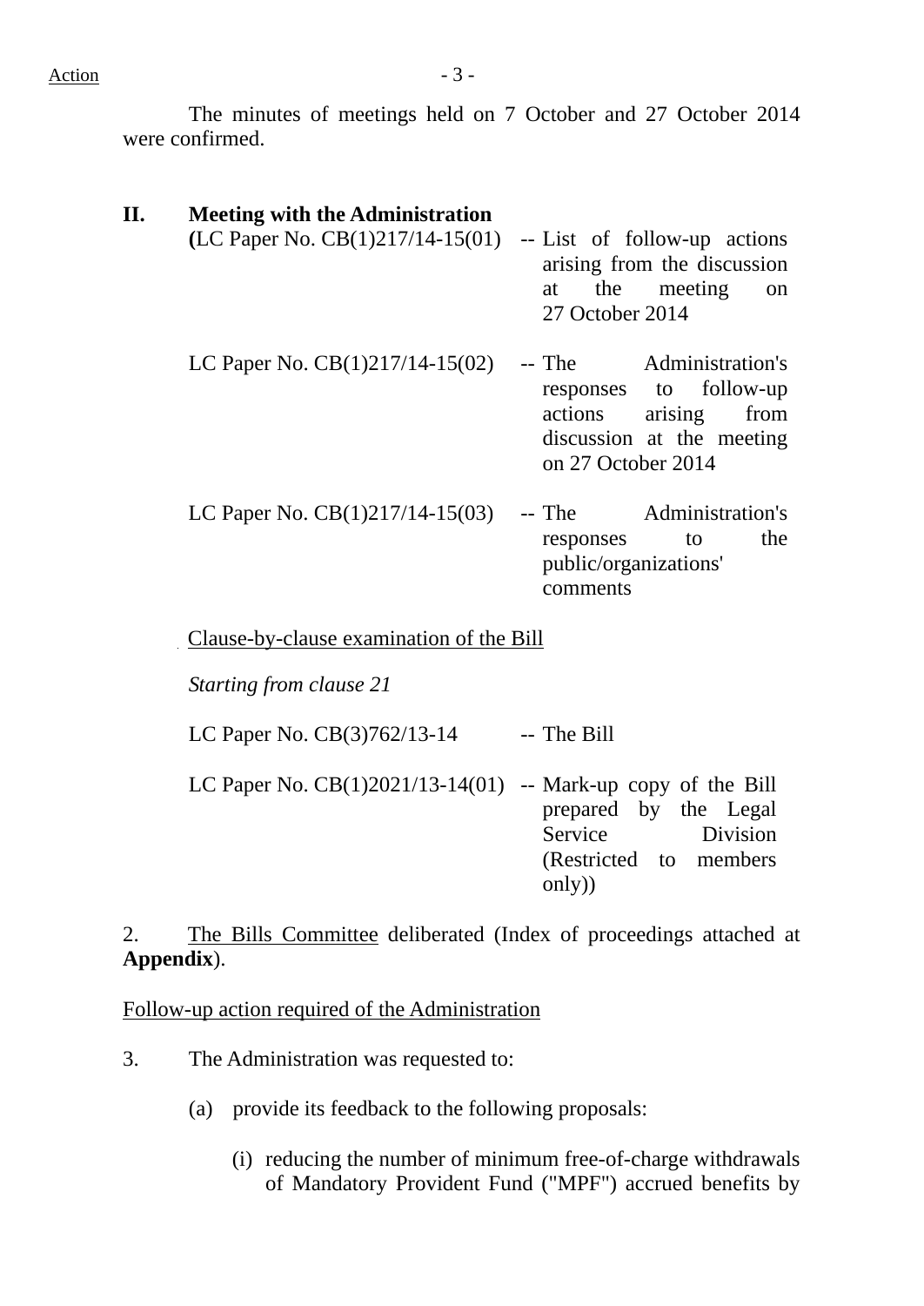Action

The minutes of meetings held on 7 October and 27 October 2014 were confirmed.

**II. Meeting with the Administration**

| | |
|---|---|
| (LC Paper No. CB(1)217/14-15(01) | -- List of follow-up actions arising from the discussion at the meeting on 27 October 2014 |
| LC Paper No. CB(1)217/14-15(02) | -- The Administration's responses to follow-up actions arising from discussion at the meeting on 27 October 2014 |
| LC Paper No. CB(1)217/14-15(03) | -- The Administration's responses to the public/organizations' comments |

Clause-by-clause examination of the Bill

*Starting from clause 21*

| | |
|---|---|
| LC Paper No. CB(3)762/13-14 | -- The Bill |
| LC Paper No. CB(1)2021/13-14(01) | -- Mark-up copy of the Bill prepared by the Legal Service Division (Restricted to members only)) |

2. The Bills Committee deliberated (Index of proceedings attached at **Appendix**).

Follow-up action required of the Administration

3. The Administration was requested to:

(a) provide its feedback to the following proposals:

(i) reducing the number of minimum free-of-charge withdrawals of Mandatory Provident Fund ("MPF") accrued benefits by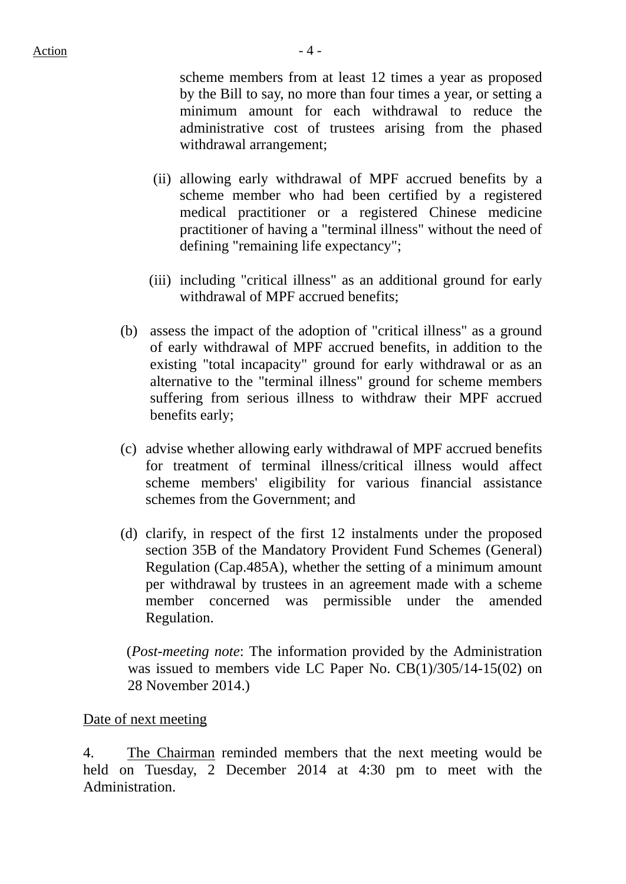scheme members from at least 12 times a year as proposed by the Bill to say, no more than four times a year, or setting a minimum amount for each withdrawal to reduce the administrative cost of trustees arising from the phased withdrawal arrangement;

(ii) allowing early withdrawal of MPF accrued benefits by a scheme member who had been certified by a registered medical practitioner or a registered Chinese medicine practitioner of having a "terminal illness" without the need of defining "remaining life expectancy";

(iii) including "critical illness" as an additional ground for early withdrawal of MPF accrued benefits;

(b) assess the impact of the adoption of "critical illness" as a ground of early withdrawal of MPF accrued benefits, in addition to the existing "total incapacity" ground for early withdrawal or as an alternative to the "terminal illness" ground for scheme members suffering from serious illness to withdraw their MPF accrued benefits early;

(c) advise whether allowing early withdrawal of MPF accrued benefits for treatment of terminal illness/critical illness would affect scheme members' eligibility for various financial assistance schemes from the Government; and

(d) clarify, in respect of the first 12 instalments under the proposed section 35B of the Mandatory Provident Fund Schemes (General) Regulation (Cap.485A), whether the setting of a minimum amount per withdrawal by trustees in an agreement made with a scheme member concerned was permissible under the amended Regulation.

(*Post-meeting note*: The information provided by the Administration was issued to members vide LC Paper No. CB(1)/305/14-15(02) on 28 November 2014.)

<u>Date of next meeting</u>

4. <u>The Chairman</u> reminded members that the next meeting would be held on Tuesday, 2 December 2014 at 4:30 pm to meet with the Administration.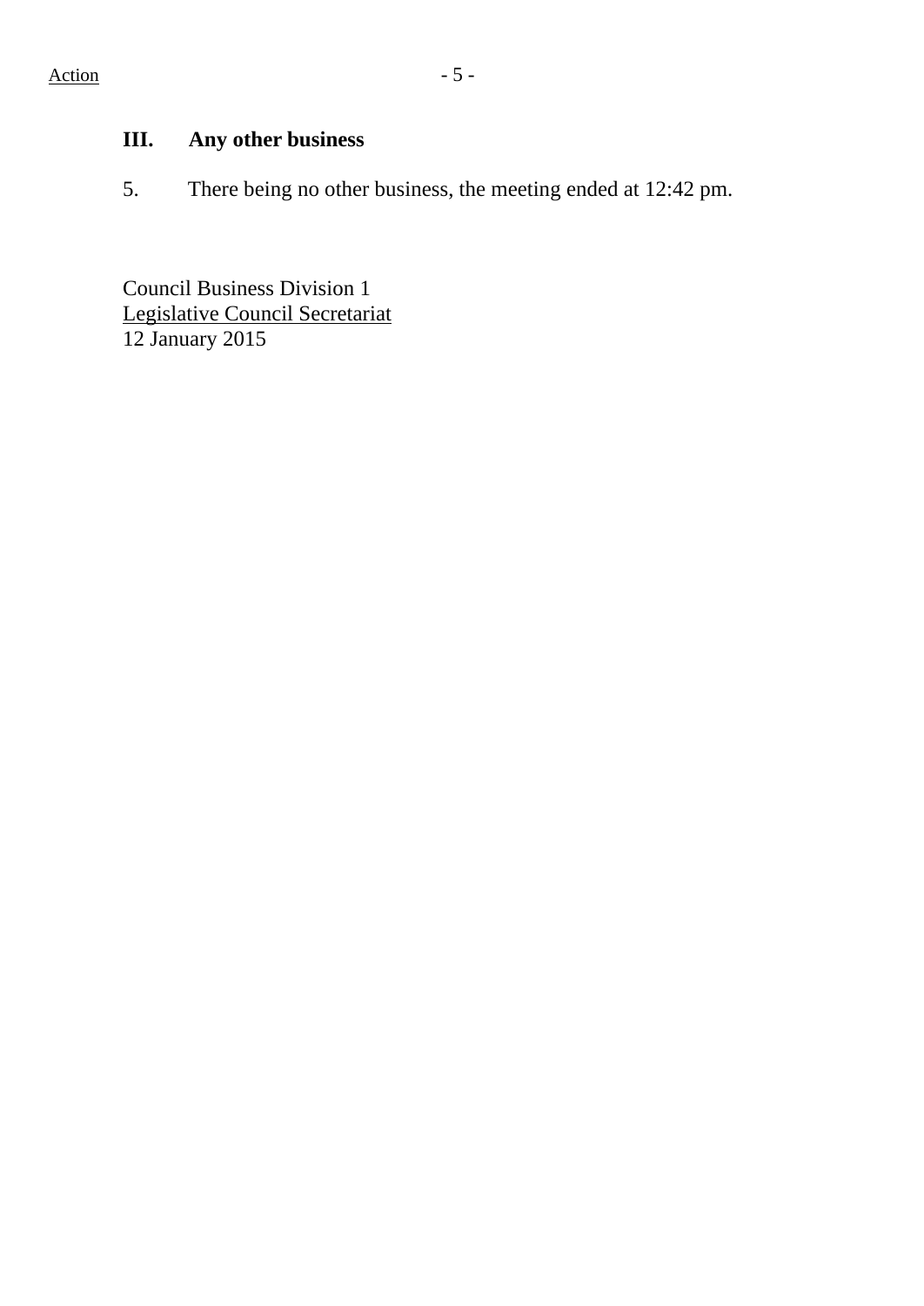Action

### III. Any other business

5. There being no other business, the meeting ended at 12:42 pm.

Council Business Division 1
Legislative Council Secretariat
12 January 2015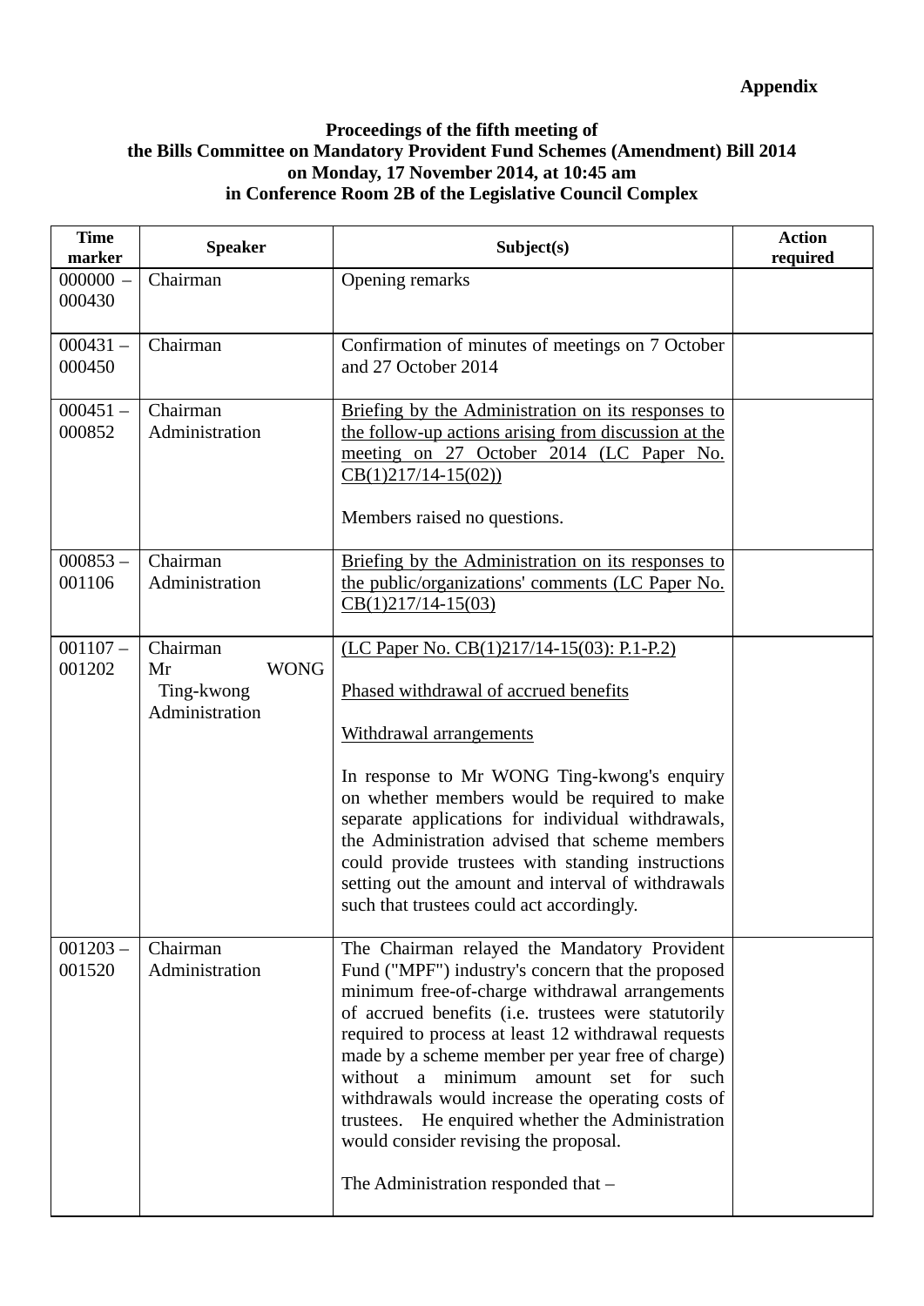**Appendix**

**Proceedings of the fifth meeting of the Bills Committee on Mandatory Provident Fund Schemes (Amendment) Bill 2014 on Monday, 17 November 2014, at 10:45 am in Conference Room 2B of the Legislative Council Complex**

| Time marker | Speaker | Subject(s) | Action required |
|---|---|---|---|
| 000000 – 000430 | Chairman | Opening remarks | |
| 000431 – 000450 | Chairman | Confirmation of minutes of meetings on 7 October and 27 October 2014 | |
| 000451 – 000852 | Chairman<br>Administration | <u>Briefing by the Administration on its responses to the follow-up actions arising from discussion at the meeting on 27 October 2014 (LC Paper No. CB(1)217/14-15(02))</u><br><br>Members raised no questions. | |
| 000853 – 001106 | Chairman<br>Administration | <u>Briefing by the Administration on its responses to the public/organizations' comments (LC Paper No. CB(1)217/14-15(03)</u> | |
| 001107 – 001202 | Chairman<br>Mr WONG Ting-kwong<br>Administration | <u>(LC Paper No. CB(1)217/14-15(03): P.1-P.2)</u><br><br><u>Phased withdrawal of accrued benefits</u><br><br><u>Withdrawal arrangements</u><br><br>In response to Mr WONG Ting-kwong's enquiry on whether members would be required to make separate applications for individual withdrawals, the Administration advised that scheme members could provide trustees with standing instructions setting out the amount and interval of withdrawals such that trustees could act accordingly. | |
| 001203 – 001520 | Chairman<br>Administration | The Chairman relayed the Mandatory Provident Fund ("MPF") industry's concern that the proposed minimum free-of-charge withdrawal arrangements of accrued benefits (i.e. trustees were statutorily required to process at least 12 withdrawal requests made by a scheme member per year free of charge) without a minimum amount set for such withdrawals would increase the operating costs of trustees. He enquired whether the Administration would consider revising the proposal.<br><br>The Administration responded that – | |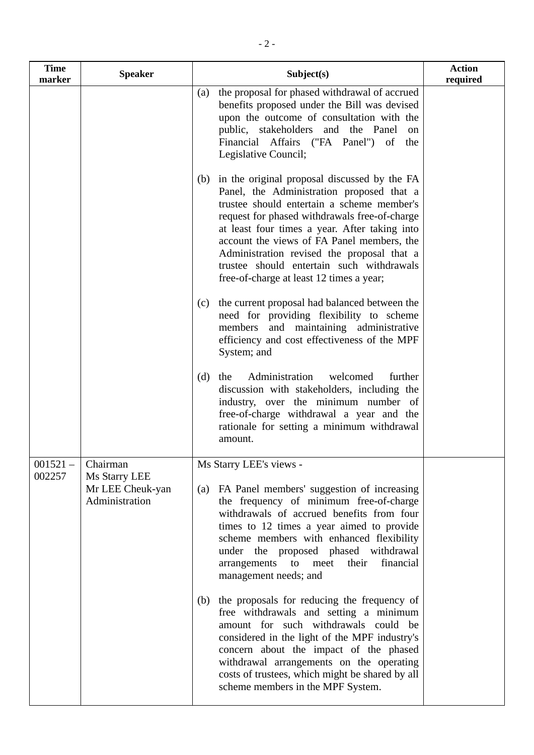| Time marker | Speaker | Subject(s) | Action required |
|---|---|---|---|
| | | (a) the proposal for phased withdrawal of accrued benefits proposed under the Bill was devised upon the outcome of consultation with the public, stakeholders and the Panel on Financial Affairs ("FA Panel") of the Legislative Council;<br><br>(b) in the original proposal discussed by the FA Panel, the Administration proposed that a trustee should entertain a scheme member's request for phased withdrawals free-of-charge at least four times a year. After taking into account the views of FA Panel members, the Administration revised the proposal that a trustee should entertain such withdrawals free-of-charge at least 12 times a year;<br><br>(c) the current proposal had balanced between the need for providing flexibility to scheme members and maintaining administrative efficiency and cost effectiveness of the MPF System; and<br><br>(d) the Administration welcomed further discussion with stakeholders, including the industry, over the minimum number of free-of-charge withdrawal a year and the rationale for setting a minimum withdrawal amount. | |
| 001521 – 002257 | Chairman<br>Ms Starry LEE<br>Mr LEE Cheuk-yan<br>Administration | Ms Starry LEE's views -<br><br>(a) FA Panel members' suggestion of increasing the frequency of minimum free-of-charge withdrawals of accrued benefits from four times to 12 times a year aimed to provide scheme members with enhanced flexibility under the proposed phased withdrawal arrangements to meet their financial management needs; and<br><br>(b) the proposals for reducing the frequency of free withdrawals and setting a minimum amount for such withdrawals could be considered in the light of the MPF industry's concern about the impact of the phased withdrawal arrangements on the operating costs of trustees, which might be shared by all scheme members in the MPF System. | |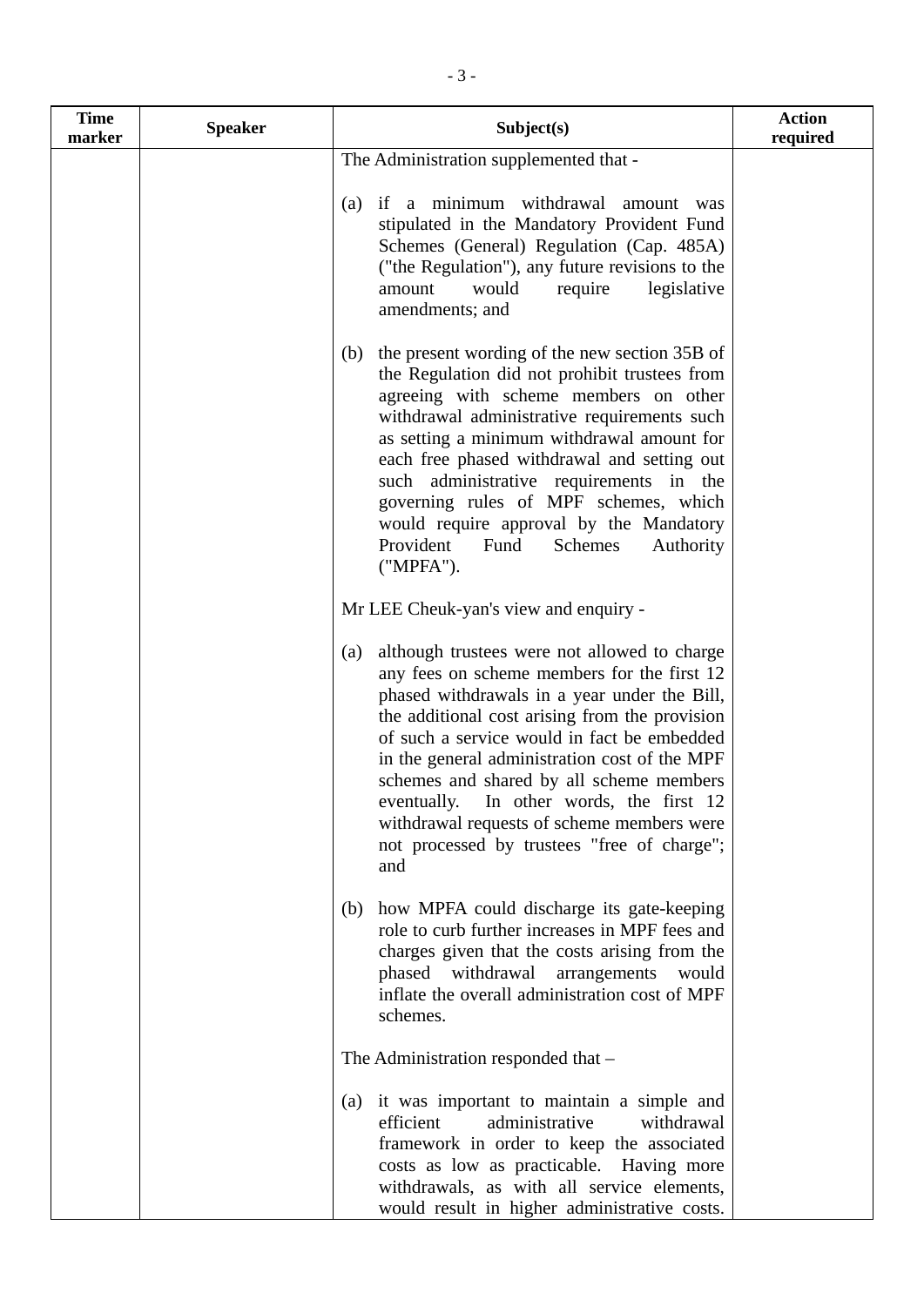| Time marker | Speaker | Subject(s) | Action required |
|---|---|---|---|
| | | The Administration supplemented that -<br><br>(a) if a minimum withdrawal amount was stipulated in the Mandatory Provident Fund Schemes (General) Regulation (Cap. 485A) ("the Regulation"), any future revisions to the amount would require legislative amendments; and<br><br>(b) the present wording of the new section 35B of the Regulation did not prohibit trustees from agreeing with scheme members on other withdrawal administrative requirements such as setting a minimum withdrawal amount for each free phased withdrawal and setting out such administrative requirements in the governing rules of MPF schemes, which would require approval by the Mandatory Provident Fund Schemes Authority ("MPFA").<br><br>Mr LEE Cheuk-yan's view and enquiry -<br><br>(a) although trustees were not allowed to charge any fees on scheme members for the first 12 phased withdrawals in a year under the Bill, the additional cost arising from the provision of such a service would in fact be embedded in the general administration cost of the MPF schemes and shared by all scheme members eventually. In other words, the first 12 withdrawal requests of scheme members were not processed by trustees "free of charge"; and<br><br>(b) how MPFA could discharge its gate-keeping role to curb further increases in MPF fees and charges given that the costs arising from the phased withdrawal arrangements would inflate the overall administration cost of MPF schemes.<br><br>The Administration responded that –<br><br>(a) it was important to maintain a simple and efficient administrative withdrawal framework in order to keep the associated costs as low as practicable. Having more withdrawals, as with all service elements, would result in higher administrative costs. | |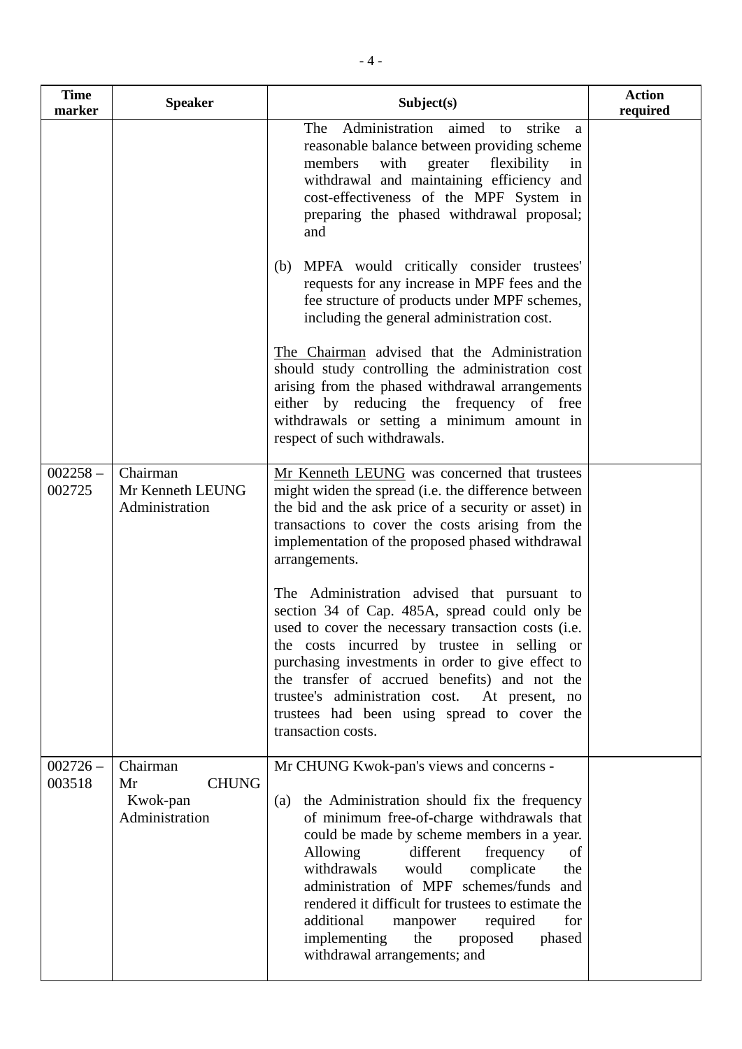| Time marker | Speaker | Subject(s) | Action required |
|---|---|---|---|
| | | The Administration aimed to strike a reasonable balance between providing scheme members with greater flexibility in withdrawal and maintaining efficiency and cost-effectiveness of the MPF System in preparing the phased withdrawal proposal; and<br><br>(b) MPFA would critically consider trustees' requests for any increase in MPF fees and the fee structure of products under MPF schemes, including the general administration cost.<br><br><u>The Chairman</u> advised that the Administration should study controlling the administration cost arising from the phased withdrawal arrangements either by reducing the frequency of free withdrawals or setting a minimum amount in respect of such withdrawals. | |
| 002258 – 002725 | Chairman<br>Mr Kenneth LEUNG<br>Administration | <u>Mr Kenneth LEUNG</u> was concerned that trustees might widen the spread (i.e. the difference between the bid and the ask price of a security or asset) in transactions to cover the costs arising from the implementation of the proposed phased withdrawal arrangements.<br><br>The Administration advised that pursuant to section 34 of Cap. 485A, spread could only be used to cover the necessary transaction costs (i.e. the costs incurred by trustee in selling or purchasing investments in order to give effect to the transfer of accrued benefits) and not the trustee's administration cost. At present, no trustees had been using spread to cover the transaction costs. | |
| 002726 – 003518 | Chairman<br>Mr CHUNG Kwok-pan<br>Administration | Mr CHUNG Kwok-pan's views and concerns -<br><br>(a) the Administration should fix the frequency of minimum free-of-charge withdrawals that could be made by scheme members in a year. Allowing different frequency of withdrawals would complicate the administration of MPF schemes/funds and rendered it difficult for trustees to estimate the additional manpower required for implementing the proposed phased withdrawal arrangements; and | |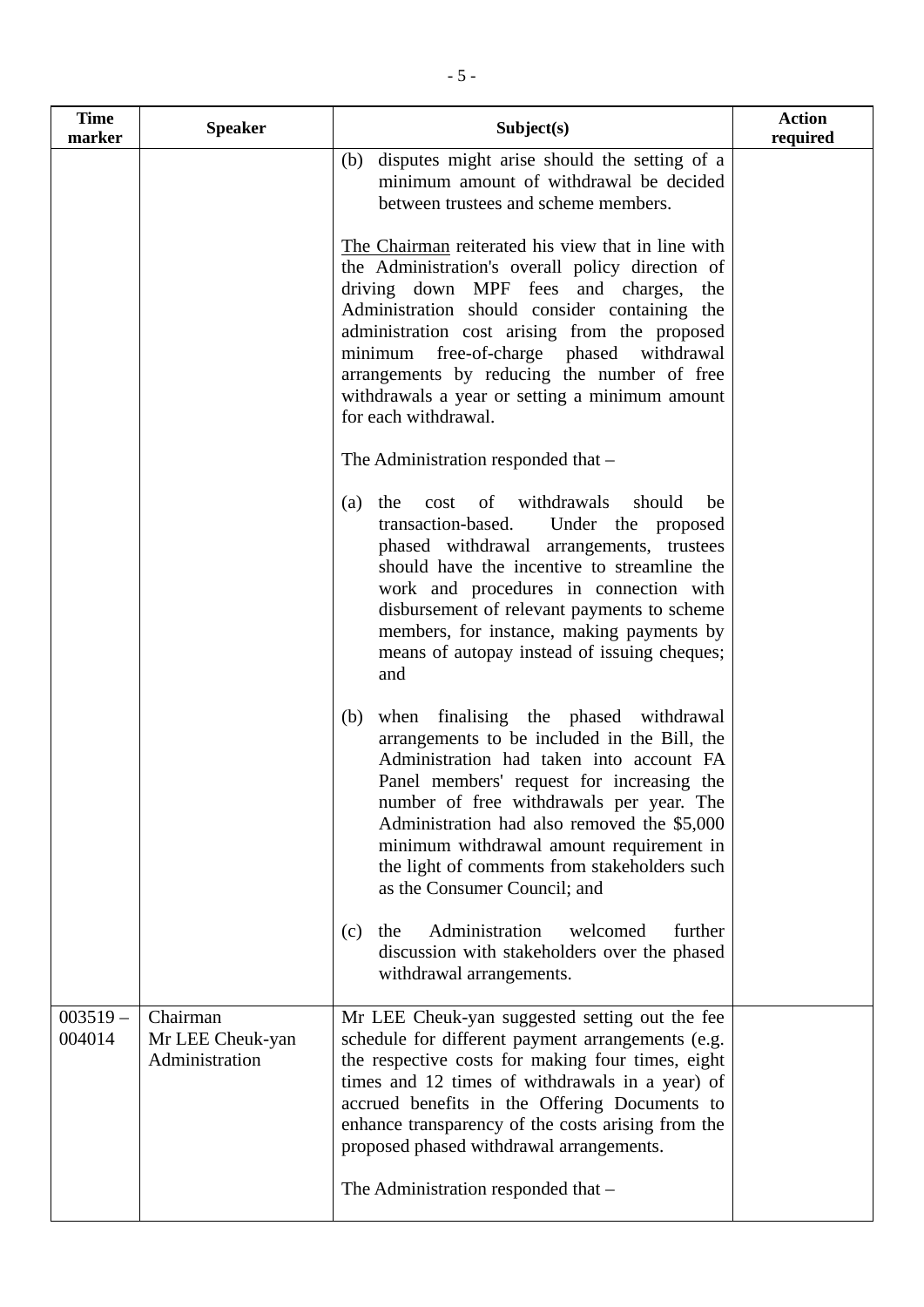| Time marker | Speaker | Subject(s) | Action required |
|---|---|---|---|
| | | (b) disputes might arise should the setting of a minimum amount of withdrawal be decided between trustees and scheme members.<br><br>The Chairman reiterated his view that in line with the Administration's overall policy direction of driving down MPF fees and charges, the Administration should consider containing the administration cost arising from the proposed minimum free-of-charge phased withdrawal arrangements by reducing the number of free withdrawals a year or setting a minimum amount for each withdrawal.<br><br>The Administration responded that –<br><br>(a) the cost of withdrawals should be transaction-based. Under the proposed phased withdrawal arrangements, trustees should have the incentive to streamline the work and procedures in connection with disbursement of relevant payments to scheme members, for instance, making payments by means of autopay instead of issuing cheques; and<br><br>(b) when finalising the phased withdrawal arrangements to be included in the Bill, the Administration had taken into account FA Panel members' request for increasing the number of free withdrawals per year. The Administration had also removed the $5,000 minimum withdrawal amount requirement in the light of comments from stakeholders such as the Consumer Council; and<br><br>(c) the Administration welcomed further discussion with stakeholders over the phased withdrawal arrangements. | |
| 003519 – 004014 | Chairman<br>Mr LEE Cheuk-yan<br>Administration | Mr LEE Cheuk-yan suggested setting out the fee schedule for different payment arrangements (e.g. the respective costs for making four times, eight times and 12 times of withdrawals in a year) of accrued benefits in the Offering Documents to enhance transparency of the costs arising from the proposed phased withdrawal arrangements.<br><br>The Administration responded that – | |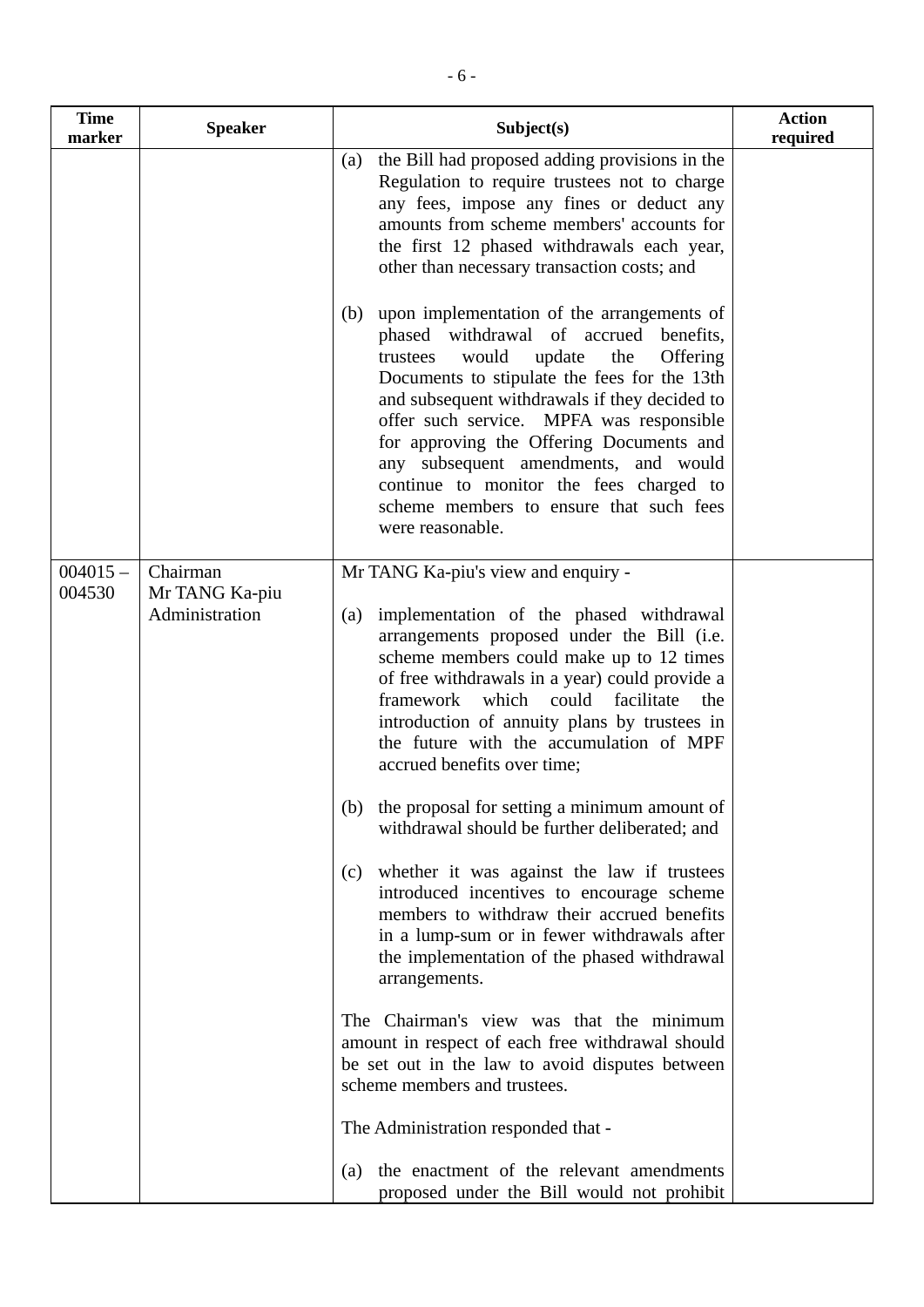| Time marker | Speaker | Subject(s) | Action required |
|---|---|---|---|
| | | (a) the Bill had proposed adding provisions in the Regulation to require trustees not to charge any fees, impose any fines or deduct any amounts from scheme members' accounts for the first 12 phased withdrawals each year, other than necessary transaction costs; and<br><br>(b) upon implementation of the arrangements of phased withdrawal of accrued benefits, trustees would update the Offering Documents to stipulate the fees for the 13th and subsequent withdrawals if they decided to offer such service. MPFA was responsible for approving the Offering Documents and any subsequent amendments, and would continue to monitor the fees charged to scheme members to ensure that such fees were reasonable. | |
| 004015 – 004530 | Chairman<br>Mr TANG Ka-piu<br>Administration | Mr TANG Ka-piu's view and enquiry -<br><br>(a) implementation of the phased withdrawal arrangements proposed under the Bill (i.e. scheme members could make up to 12 times of free withdrawals in a year) could provide a framework which could facilitate the introduction of annuity plans by trustees in the future with the accumulation of MPF accrued benefits over time;<br><br>(b) the proposal for setting a minimum amount of withdrawal should be further deliberated; and<br><br>(c) whether it was against the law if trustees introduced incentives to encourage scheme members to withdraw their accrued benefits in a lump-sum or in fewer withdrawals after the implementation of the phased withdrawal arrangements.<br><br>The Chairman's view was that the minimum amount in respect of each free withdrawal should be set out in the law to avoid disputes between scheme members and trustees.<br><br>The Administration responded that -<br><br>(a) the enactment of the relevant amendments proposed under the Bill would not prohibit | |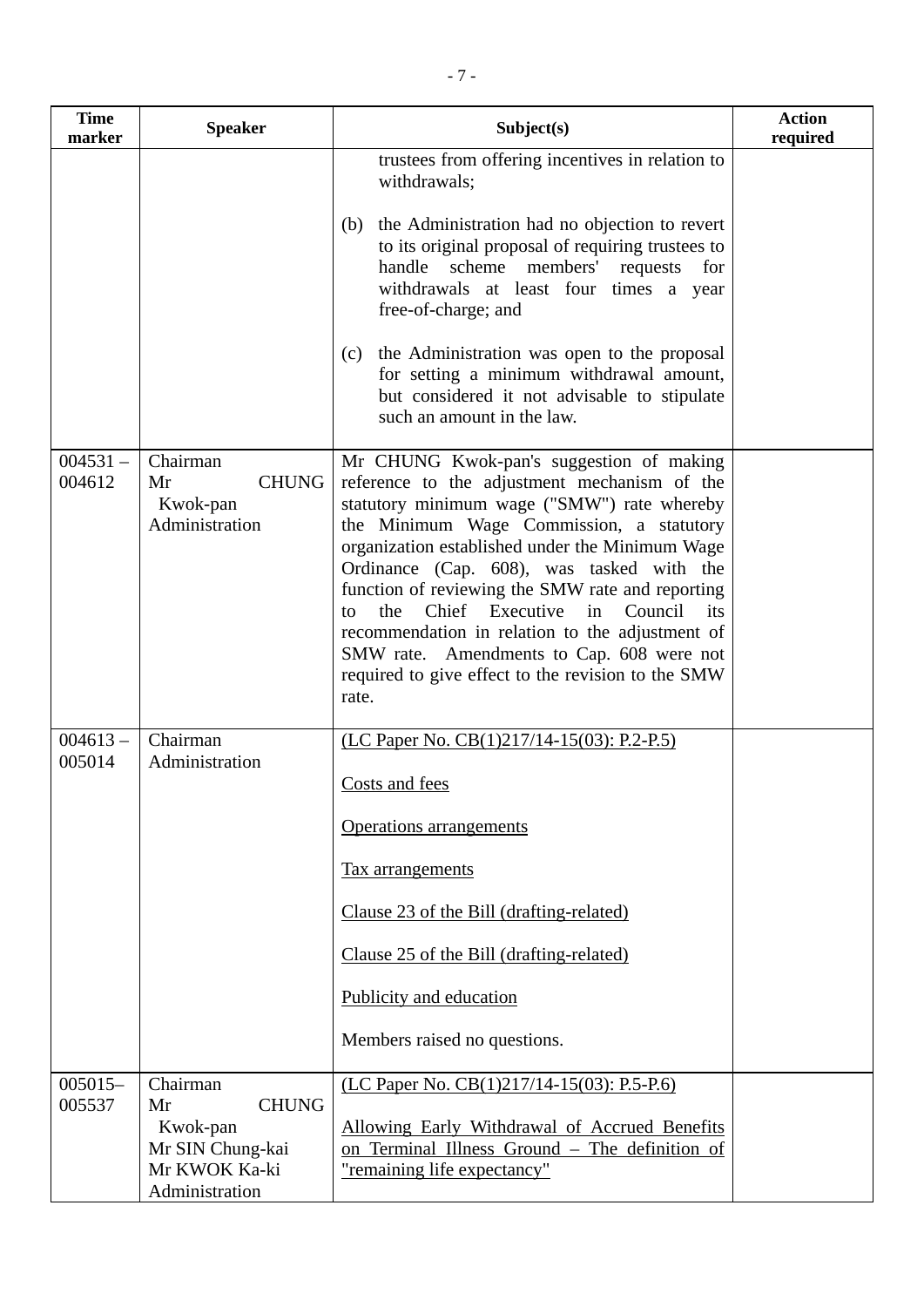| Time marker | Speaker | Subject(s) | Action required |
|---|---|---|---|
| | | trustees from offering incentives in relation to withdrawals;<br><br>(b) the Administration had no objection to revert to its original proposal of requiring trustees to handle scheme members' requests for withdrawals at least four times a year free-of-charge; and<br><br>(c) the Administration was open to the proposal for setting a minimum withdrawal amount, but considered it not advisable to stipulate such an amount in the law. | |
| 004531 – 004612 | Chairman<br>Mr CHUNG Kwok-pan<br>Administration | Mr CHUNG Kwok-pan's suggestion of making reference to the adjustment mechanism of the statutory minimum wage ("SMW") rate whereby the Minimum Wage Commission, a statutory organization established under the Minimum Wage Ordinance (Cap. 608), was tasked with the function of reviewing the SMW rate and reporting to the Chief Executive in Council its recommendation in relation to the adjustment of SMW rate. Amendments to Cap. 608 were not required to give effect to the revision to the SMW rate. | |
| 004613 – 005014 | Chairman<br>Administration | <u>(LC Paper No. CB(1)217/14-15(03): P.2-P.5)</u><br><br><u>Costs and fees</u><br><br><u>Operations arrangements</u><br><br><u>Tax arrangements</u><br><br><u>Clause 23 of the Bill (drafting-related)</u><br><br><u>Clause 25 of the Bill (drafting-related)</u><br><br><u>Publicity and education</u><br><br>Members raised no questions. | |
| 005015– 005537 | Chairman<br>Mr CHUNG Kwok-pan<br>Mr SIN Chung-kai<br>Mr KWOK Ka-ki<br>Administration | <u>(LC Paper No. CB(1)217/14-15(03): P.5-P.6)</u><br><br><u>Allowing Early Withdrawal of Accrued Benefits on Terminal Illness Ground – The definition of "remaining life expectancy"</u> | |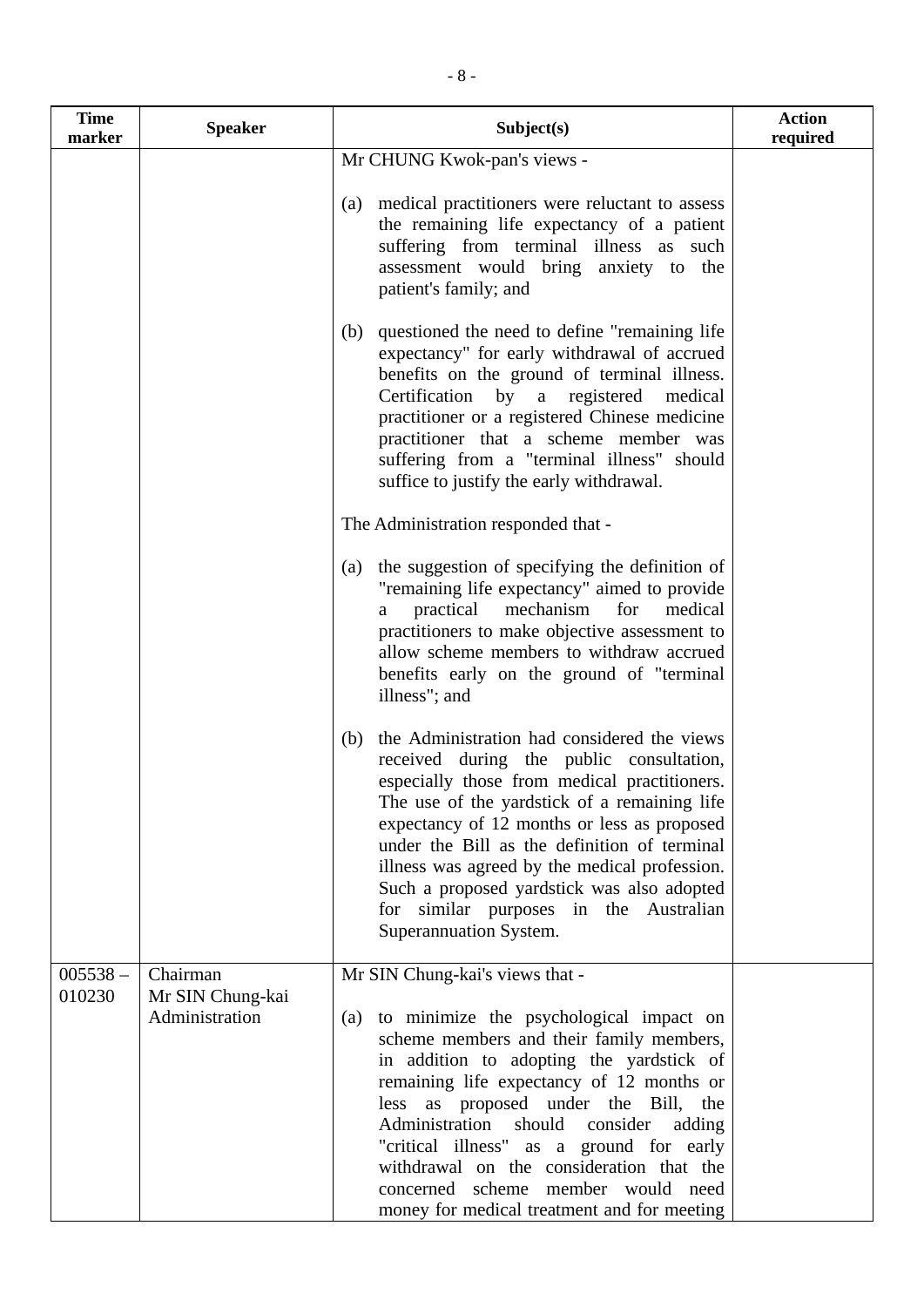| Time marker | Speaker | Subject(s) | Action required |
|---|---|---|---|
| | | Mr CHUNG Kwok-pan's views -<br><br>(a) medical practitioners were reluctant to assess the remaining life expectancy of a patient suffering from terminal illness as such assessment would bring anxiety to the patient's family; and<br><br>(b) questioned the need to define "remaining life expectancy" for early withdrawal of accrued benefits on the ground of terminal illness. Certification by a registered medical practitioner or a registered Chinese medicine practitioner that a scheme member was suffering from a "terminal illness" should suffice to justify the early withdrawal.<br><br>The Administration responded that -<br><br>(a) the suggestion of specifying the definition of "remaining life expectancy" aimed to provide a practical mechanism for medical practitioners to make objective assessment to allow scheme members to withdraw accrued benefits early on the ground of "terminal illness"; and<br><br>(b) the Administration had considered the views received during the public consultation, especially those from medical practitioners. The use of the yardstick of a remaining life expectancy of 12 months or less as proposed under the Bill as the definition of terminal illness was agreed by the medical profession. Such a proposed yardstick was also adopted for similar purposes in the Australian Superannuation System. | |
| 005538 – 010230 | Chairman<br>Mr SIN Chung-kai<br>Administration | Mr SIN Chung-kai's views that -<br><br>(a) to minimize the psychological impact on scheme members and their family members, in addition to adopting the yardstick of remaining life expectancy of 12 months or less as proposed under the Bill, the Administration should consider adding "critical illness" as a ground for early withdrawal on the consideration that the concerned scheme member would need money for medical treatment and for meeting | |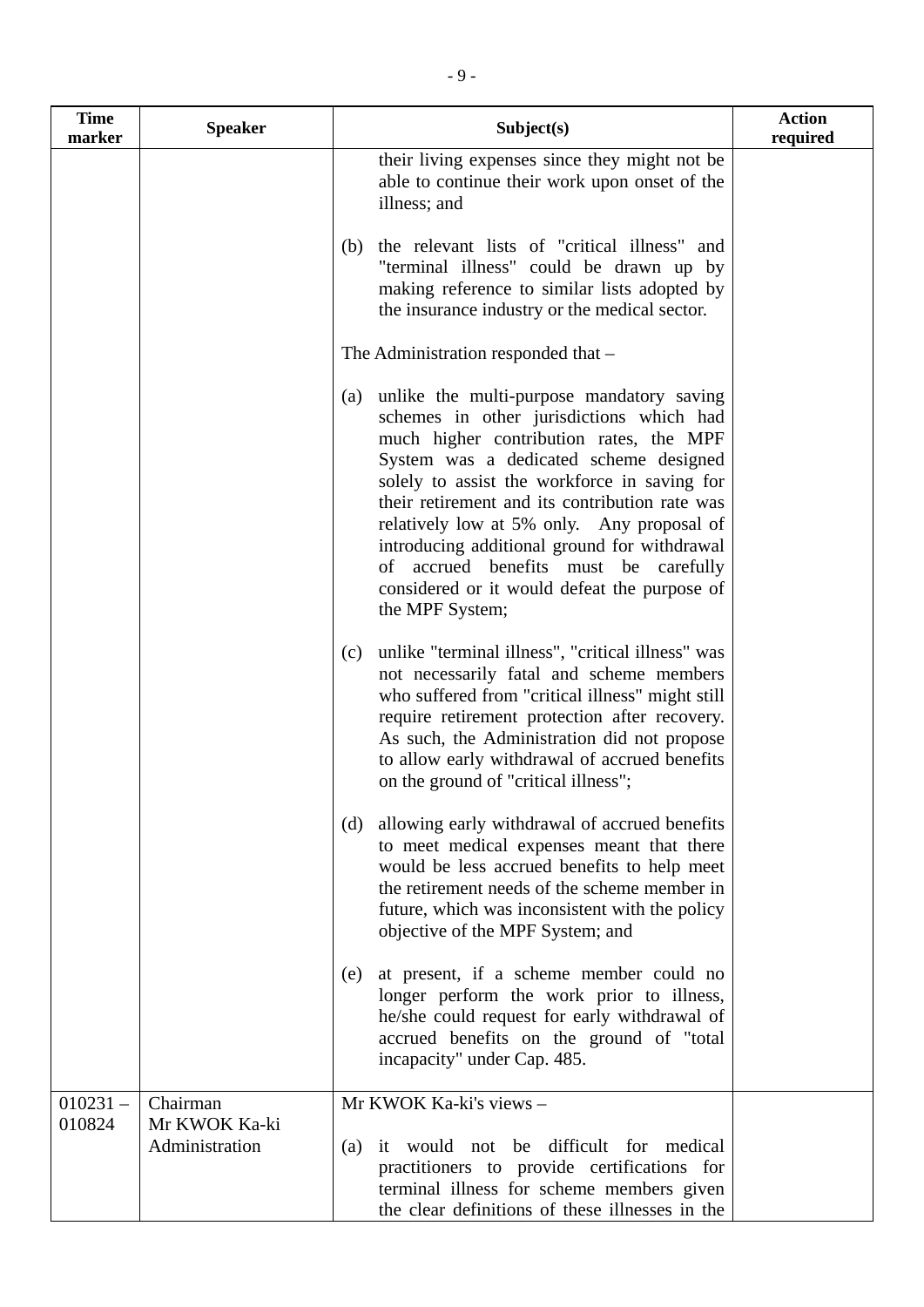| Time marker | Speaker | Subject(s) | Action required |
|---|---|---|---|
| | | their living expenses since they might not be able to continue their work upon onset of the illness; and<br><br>(b) the relevant lists of "critical illness" and "terminal illness" could be drawn up by making reference to similar lists adopted by the insurance industry or the medical sector.<br><br>The Administration responded that –<br><br>(a) unlike the multi-purpose mandatory saving schemes in other jurisdictions which had much higher contribution rates, the MPF System was a dedicated scheme designed solely to assist the workforce in saving for their retirement and its contribution rate was relatively low at 5% only. Any proposal of introducing additional ground for withdrawal of accrued benefits must be carefully considered or it would defeat the purpose of the MPF System;<br><br>(c) unlike "terminal illness", "critical illness" was not necessarily fatal and scheme members who suffered from "critical illness" might still require retirement protection after recovery. As such, the Administration did not propose to allow early withdrawal of accrued benefits on the ground of "critical illness";<br><br>(d) allowing early withdrawal of accrued benefits to meet medical expenses meant that there would be less accrued benefits to help meet the retirement needs of the scheme member in future, which was inconsistent with the policy objective of the MPF System; and<br><br>(e) at present, if a scheme member could no longer perform the work prior to illness, he/she could request for early withdrawal of accrued benefits on the ground of "total incapacity" under Cap. 485. | |
| 010231 – 010824 | Chairman<br>Mr KWOK Ka-ki<br>Administration | Mr KWOK Ka-ki's views –<br><br>(a) it would not be difficult for medical practitioners to provide certifications for terminal illness for scheme members given the clear definitions of these illnesses in the | |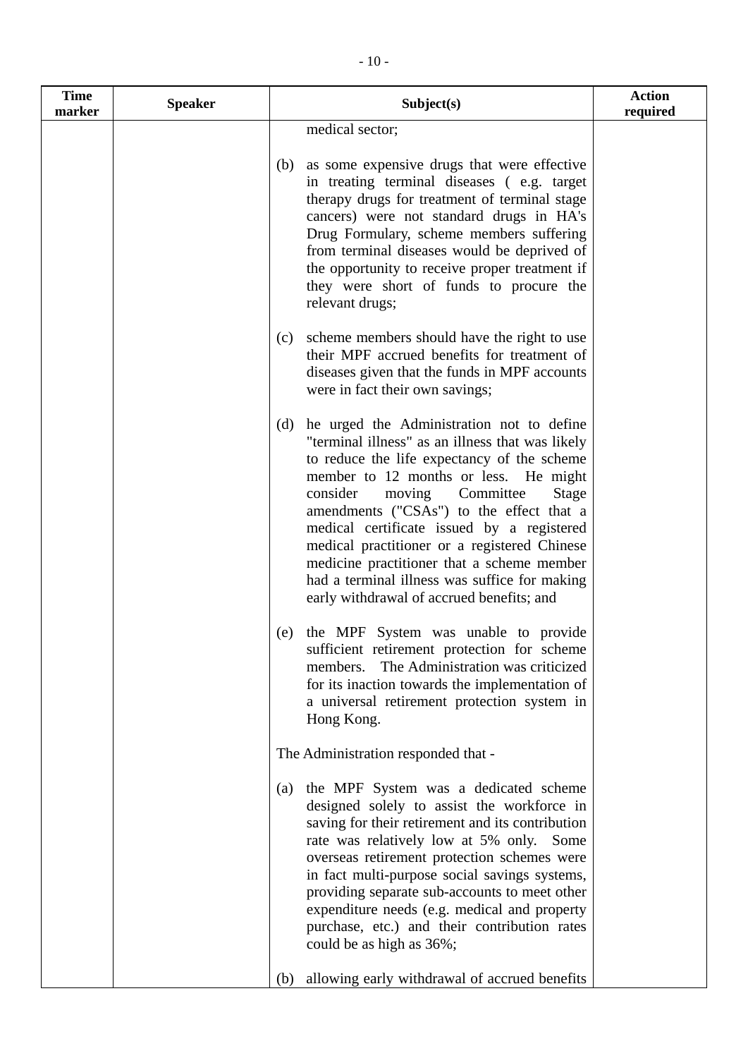| Time marker | Speaker | Subject(s) | Action required |
|---|---|---|---|
| | | medical sector;<br><br>(b) as some expensive drugs that were effective in treating terminal diseases ( e.g. target therapy drugs for treatment of terminal stage cancers) were not standard drugs in HA's Drug Formulary, scheme members suffering from terminal diseases would be deprived of the opportunity to receive proper treatment if they were short of funds to procure the relevant drugs;<br><br>(c) scheme members should have the right to use their MPF accrued benefits for treatment of diseases given that the funds in MPF accounts were in fact their own savings;<br><br>(d) he urged the Administration not to define "terminal illness" as an illness that was likely to reduce the life expectancy of the scheme member to 12 months or less. He might consider moving Committee Stage amendments ("CSAs") to the effect that a medical certificate issued by a registered medical practitioner or a registered Chinese medicine practitioner that a scheme member had a terminal illness was suffice for making early withdrawal of accrued benefits; and<br><br>(e) the MPF System was unable to provide sufficient retirement protection for scheme members. The Administration was criticized for its inaction towards the implementation of a universal retirement protection system in Hong Kong.<br><br>The Administration responded that -<br><br>(a) the MPF System was a dedicated scheme designed solely to assist the workforce in saving for their retirement and its contribution rate was relatively low at 5% only. Some overseas retirement protection schemes were in fact multi-purpose social savings systems, providing separate sub-accounts to meet other expenditure needs (e.g. medical and property purchase, etc.) and their contribution rates could be as high as 36%;<br><br>(b) allowing early withdrawal of accrued benefits | |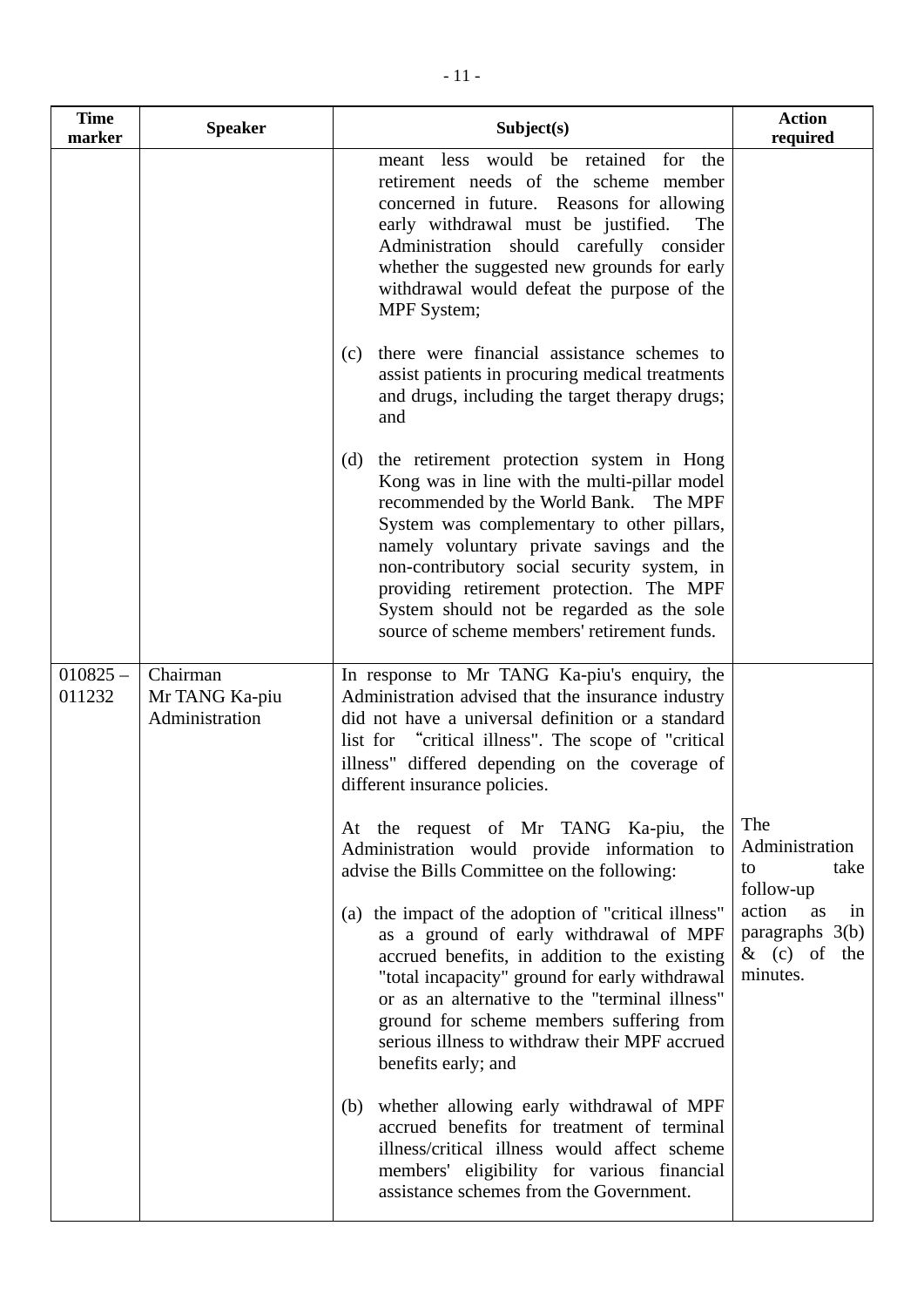| Time marker | Speaker | Subject(s) | Action required |
|---|---|---|---|
| | | meant less would be retained for the retirement needs of the scheme member concerned in future. Reasons for allowing early withdrawal must be justified. The Administration should carefully consider whether the suggested new grounds for early withdrawal would defeat the purpose of the MPF System;<br><br>(c) there were financial assistance schemes to assist patients in procuring medical treatments and drugs, including the target therapy drugs; and<br><br>(d) the retirement protection system in Hong Kong was in line with the multi-pillar model recommended by the World Bank. The MPF System was complementary to other pillars, namely voluntary private savings and the non-contributory social security system, in providing retirement protection. The MPF System should not be regarded as the sole source of scheme members' retirement funds. | |
| 010825 – 011232 | Chairman<br>Mr TANG Ka-piu<br>Administration | In response to Mr TANG Ka-piu's enquiry, the Administration advised that the insurance industry did not have a universal definition or a standard list for "critical illness". The scope of "critical illness" differed depending on the coverage of different insurance policies.<br><br>At the request of Mr TANG Ka-piu, the Administration would provide information to advise the Bills Committee on the following:<br><br>(a) the impact of the adoption of "critical illness" as a ground of early withdrawal of MPF accrued benefits, in addition to the existing "total incapacity" ground for early withdrawal or as an alternative to the "terminal illness" ground for scheme members suffering from serious illness to withdraw their MPF accrued benefits early; and<br><br>(b) whether allowing early withdrawal of MPF accrued benefits for treatment of terminal illness/critical illness would affect scheme members' eligibility for various financial assistance schemes from the Government. | The Administration to take follow-up action as in paragraphs 3(b) & (c) of the minutes. |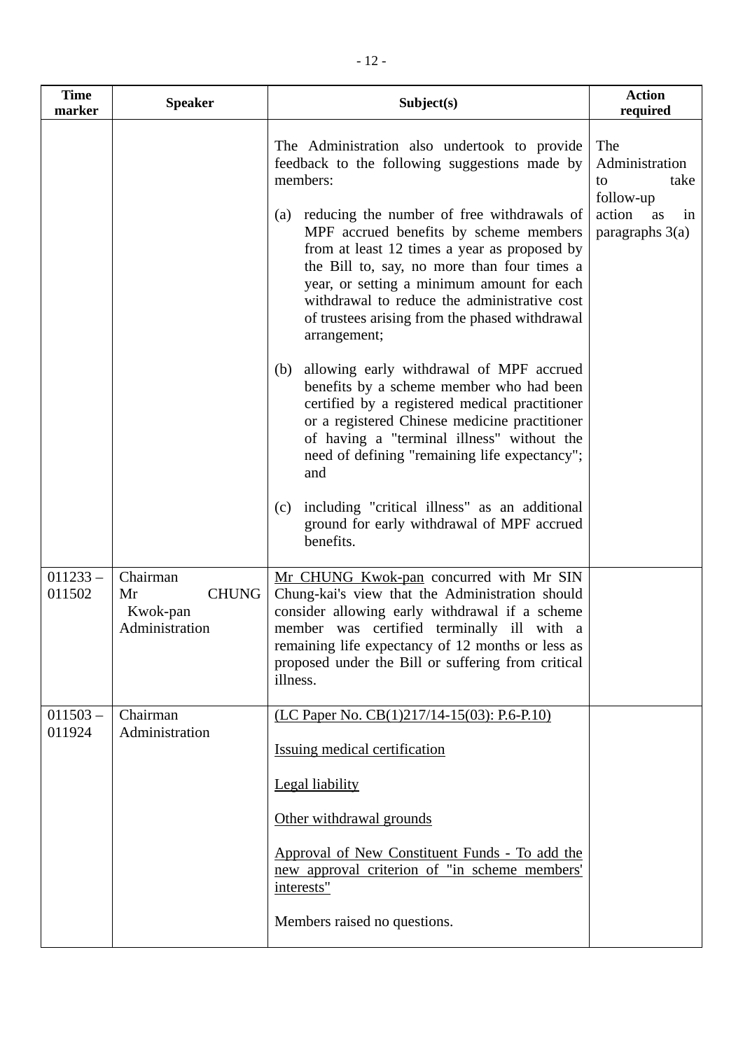| Time marker | Speaker | Subject(s) | Action required |
|---|---|---|---|
| | | The Administration also undertook to provide feedback to the following suggestions made by members:<br><br>(a) reducing the number of free withdrawals of MPF accrued benefits by scheme members from at least 12 times a year as proposed by the Bill to, say, no more than four times a year, or setting a minimum amount for each withdrawal to reduce the administrative cost of trustees arising from the phased withdrawal arrangement;<br><br>(b) allowing early withdrawal of MPF accrued benefits by a scheme member who had been certified by a registered medical practitioner or a registered Chinese medicine practitioner of having a "terminal illness" without the need of defining "remaining life expectancy"; and<br><br>(c) including "critical illness" as an additional ground for early withdrawal of MPF accrued benefits. | The Administration to take follow-up action as in paragraphs 3(a) |
| 011233 – 011502 | Chairman<br>Mr CHUNG Kwok-pan<br>Administration | <u>Mr CHUNG Kwok-pan</u> concurred with Mr SIN Chung-kai's view that the Administration should consider allowing early withdrawal if a scheme member was certified terminally ill with a remaining life expectancy of 12 months or less as proposed under the Bill or suffering from critical illness. | |
| 011503 – 011924 | Chairman<br>Administration | <u>(LC Paper No. CB(1)217/14-15(03): P.6-P.10)</u><br><br><u>Issuing medical certification</u><br><br><u>Legal liability</u><br><br><u>Other withdrawal grounds</u><br><br><u>Approval of New Constituent Funds - To add the new approval criterion of "in scheme members' interests"</u><br><br>Members raised no questions. | |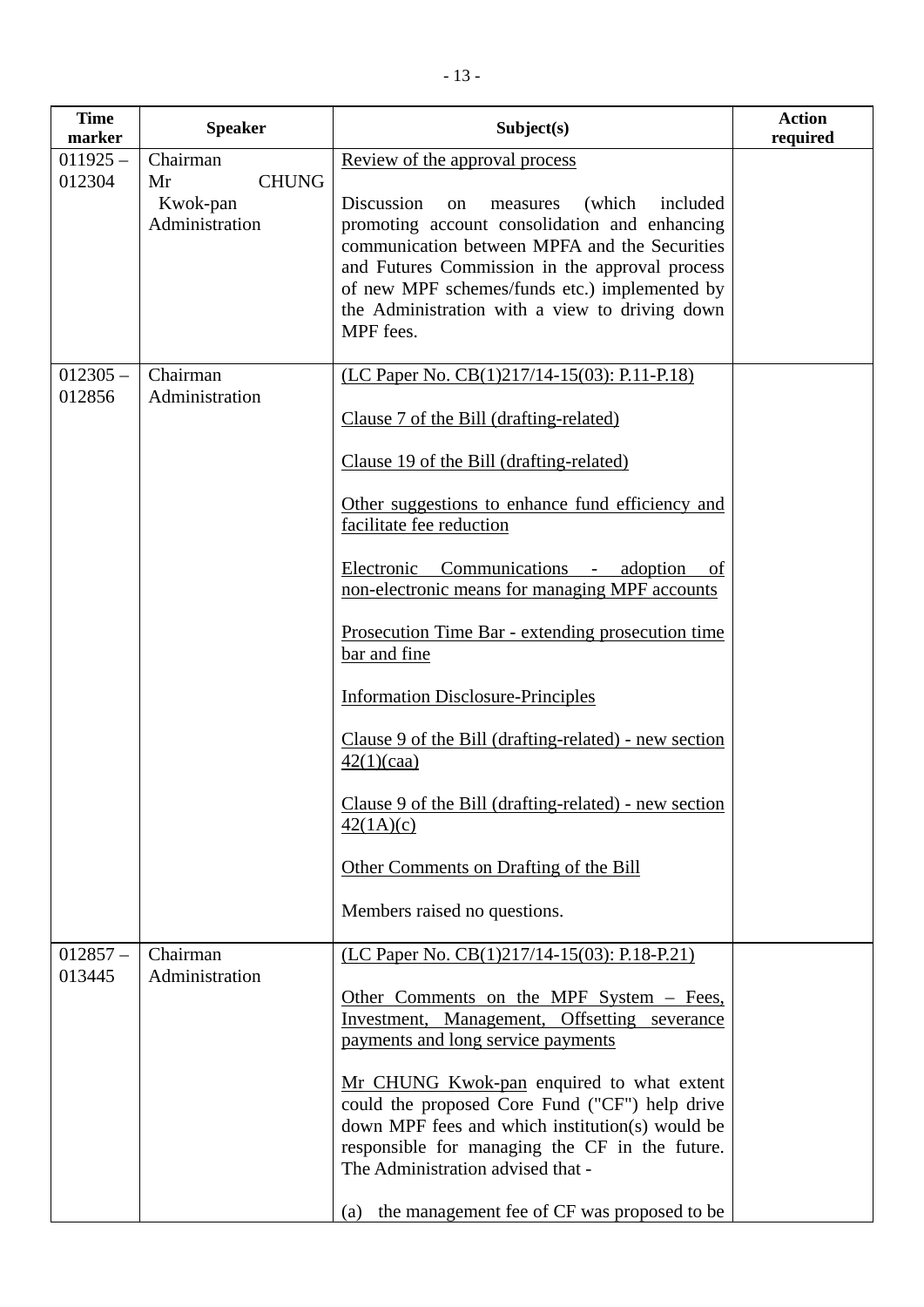| Time marker | Speaker | Subject(s) | Action required |
|---|---|---|---|
| 011925 – 012304 | Chairman<br>Mr CHUNG Kwok-pan<br>Administration | Review of the approval process<br><br>Discussion on measures (which included promoting account consolidation and enhancing communication between MPFA and the Securities and Futures Commission in the approval process of new MPF schemes/funds etc.) implemented by the Administration with a view to driving down MPF fees. | |
| 012305 – 012856 | Chairman<br>Administration | (LC Paper No. CB(1)217/14-15(03): P.11-P.18)<br><br>Clause 7 of the Bill (drafting-related)<br><br>Clause 19 of the Bill (drafting-related)<br><br>Other suggestions to enhance fund efficiency and facilitate fee reduction<br><br>Electronic Communications - adoption of non-electronic means for managing MPF accounts<br><br>Prosecution Time Bar - extending prosecution time bar and fine<br><br>Information Disclosure-Principles<br><br>Clause 9 of the Bill (drafting-related) - new section 42(1)(caa)<br><br>Clause 9 of the Bill (drafting-related) - new section 42(1A)(c)<br><br>Other Comments on Drafting of the Bill<br><br>Members raised no questions. | |
| 012857 – 013445 | Chairman<br>Administration | (LC Paper No. CB(1)217/14-15(03): P.18-P.21)<br><br>Other Comments on the MPF System – Fees, Investment, Management, Offsetting severance payments and long service payments<br><br>Mr CHUNG Kwok-pan enquired to what extent could the proposed Core Fund ("CF") help drive down MPF fees and which institution(s) would be responsible for managing the CF in the future. The Administration advised that -<br><br>(a) the management fee of CF was proposed to be | |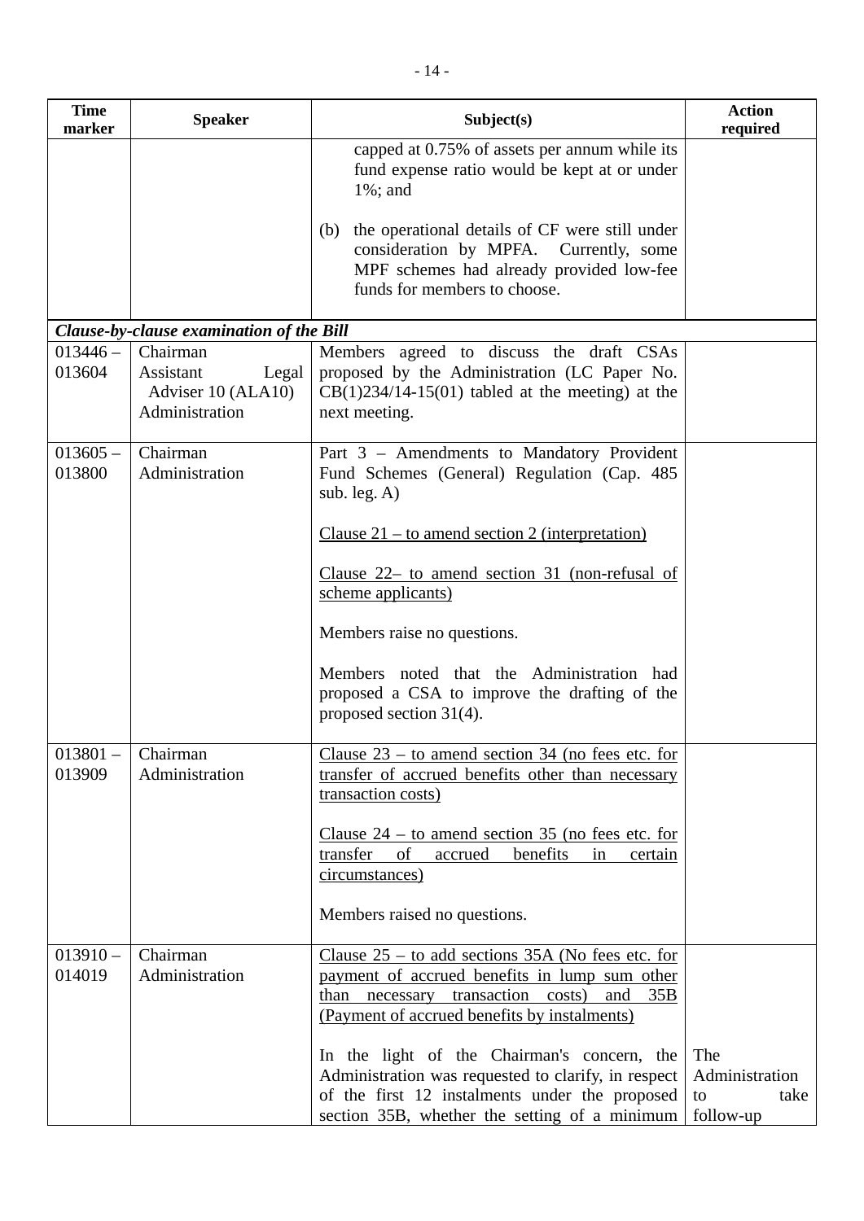| Time marker | Speaker | Subject(s) | Action required |
|---|---|---|---|
| | | capped at 0.75% of assets per annum while its fund expense ratio would be kept at or under 1%; and<br><br>(b) the operational details of CF were still under consideration by MPFA. Currently, some MPF schemes had already provided low-fee funds for members to choose. | |
| ***Clause-by-clause examination of the Bill*** | | | |
| 013446 – 013604 | Chairman<br>Assistant Legal Adviser 10 (ALA10)<br>Administration | Members agreed to discuss the draft CSAs proposed by the Administration (LC Paper No. CB(1)234/14-15(01) tabled at the meeting) at the next meeting. | |
| 013605 – 013800 | Chairman<br>Administration | Part 3 – Amendments to Mandatory Provident Fund Schemes (General) Regulation (Cap. 485 sub. leg. A)<br><br><u>Clause 21 – to amend section 2 (interpretation)</u><br><br><u>Clause 22– to amend section 31 (non-refusal of scheme applicants)</u><br><br>Members raise no questions.<br><br>Members noted that the Administration had proposed a CSA to improve the drafting of the proposed section 31(4). | |
| 013801 – 013909 | Chairman<br>Administration | <u>Clause 23 – to amend section 34 (no fees etc. for transfer of accrued benefits other than necessary transaction costs)</u><br><br><u>Clause 24 – to amend section 35 (no fees etc. for transfer of accrued benefits in certain circumstances)</u><br><br>Members raised no questions. | |
| 013910 – 014019 | Chairman<br>Administration | <u>Clause 25 – to add sections 35A (No fees etc. for payment of accrued benefits in lump sum other than necessary transaction costs) and 35B (Payment of accrued benefits by instalments)</u><br><br>In the light of the Chairman's concern, the Administration was requested to clarify, in respect of the first 12 instalments under the proposed section 35B, whether the setting of a minimum | The Administration to take follow-up |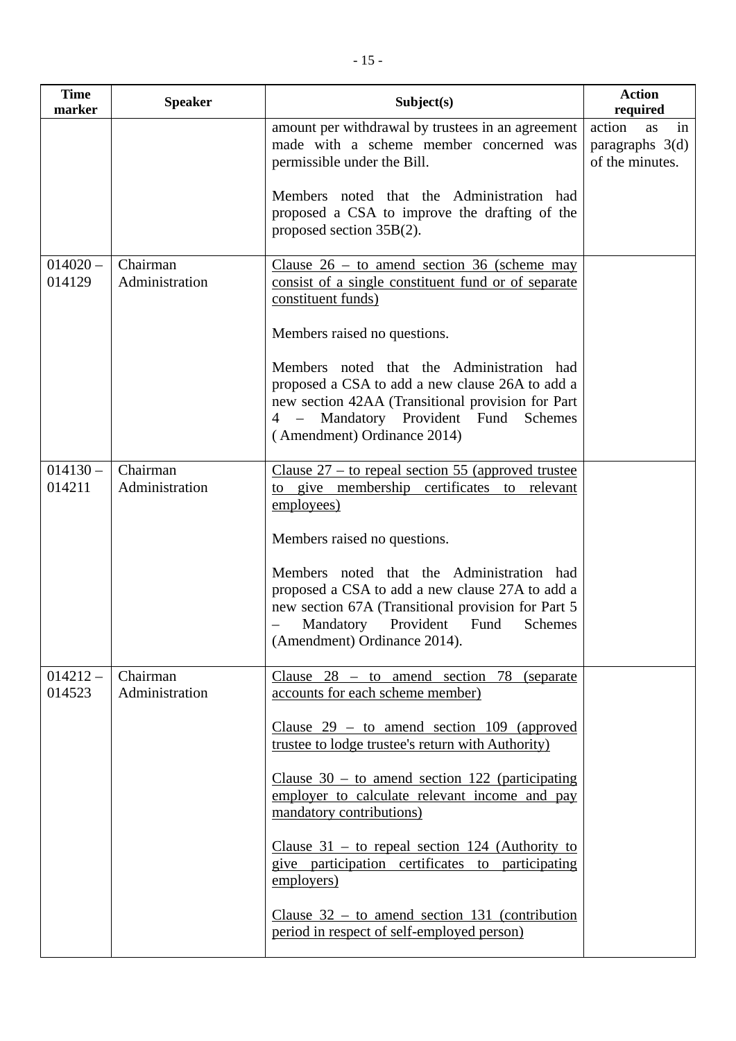| Time marker | Speaker | Subject(s) | Action required |
|---|---|---|---|
| | | amount per withdrawal by trustees in an agreement made with a scheme member concerned was permissible under the Bill.<br><br>Members noted that the Administration had proposed a CSA to improve the drafting of the proposed section 35B(2). | action as in paragraphs 3(d) of the minutes. |
| 014020 – 014129 | Chairman<br>Administration | <u>Clause 26 – to amend section 36 (scheme may consist of a single constituent fund or of separate constituent funds)</u><br><br>Members raised no questions.<br><br>Members noted that the Administration had proposed a CSA to add a new clause 26A to add a new section 42AA (Transitional provision for Part 4 – Mandatory Provident Fund Schemes (Amendment) Ordinance 2014) | |
| 014130 – 014211 | Chairman<br>Administration | <u>Clause 27 – to repeal section 55 (approved trustee to give membership certificates to relevant employees)</u><br><br>Members raised no questions.<br><br>Members noted that the Administration had proposed a CSA to add a new clause 27A to add a new section 67A (Transitional provision for Part 5 – Mandatory Provident Fund Schemes (Amendment) Ordinance 2014). | |
| 014212 – 014523 | Chairman<br>Administration | <u>Clause 28 – to amend section 78 (separate accounts for each scheme member)</u><br><br><u>Clause 29 – to amend section 109 (approved trustee to lodge trustee's return with Authority)</u><br><br><u>Clause 30 – to amend section 122 (participating employer to calculate relevant income and pay mandatory contributions)</u><br><br><u>Clause 31 – to repeal section 124 (Authority to give participation certificates to participating employers)</u><br><br><u>Clause 32 – to amend section 131 (contribution period in respect of self-employed person)</u> | |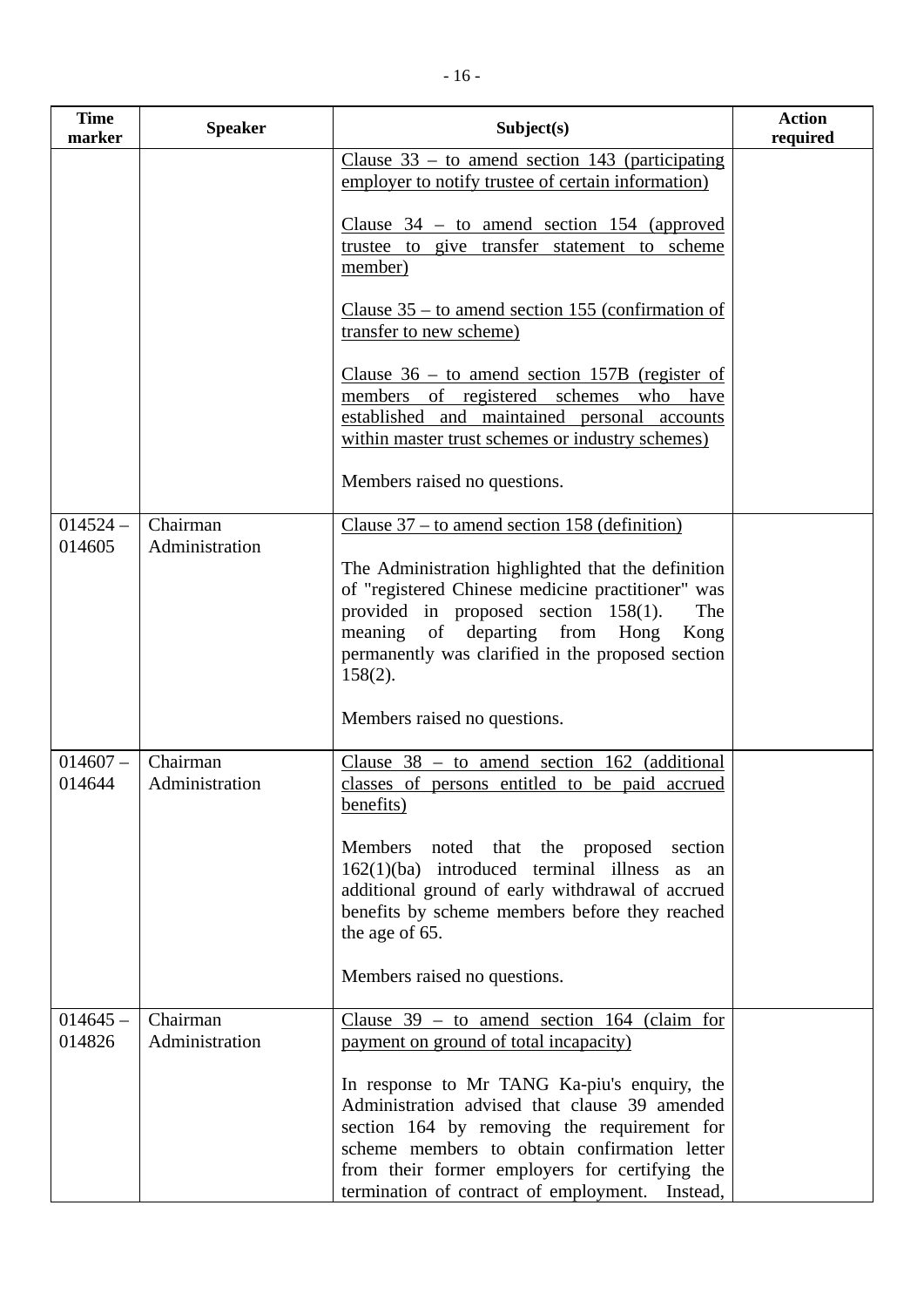| Time marker | Speaker | Subject(s) | Action required |
| --- | --- | --- | --- |
| | | Clause 33 – to amend section 143 (participating employer to notify trustee of certain information)<br><br>Clause 34 – to amend section 154 (approved trustee to give transfer statement to scheme member)<br><br>Clause 35 – to amend section 155 (confirmation of transfer to new scheme)<br><br>Clause 36 – to amend section 157B (register of members of registered schemes who have established and maintained personal accounts within master trust schemes or industry schemes)<br><br>Members raised no questions. | |
| 014524 – 014605 | Chairman<br>Administration | Clause 37 – to amend section 158 (definition)<br><br>The Administration highlighted that the definition of "registered Chinese medicine practitioner" was provided in proposed section 158(1). The meaning of departing from Hong Kong permanently was clarified in the proposed section 158(2).<br><br>Members raised no questions. | |
| 014607 – 014644 | Chairman<br>Administration | Clause 38 – to amend section 162 (additional classes of persons entitled to be paid accrued benefits)<br><br>Members noted that the proposed section 162(1)(ba) introduced terminal illness as an additional ground of early withdrawal of accrued benefits by scheme members before they reached the age of 65.<br><br>Members raised no questions. | |
| 014645 – 014826 | Chairman<br>Administration | Clause 39 – to amend section 164 (claim for payment on ground of total incapacity)<br><br>In response to Mr TANG Ka-piu's enquiry, the Administration advised that clause 39 amended section 164 by removing the requirement for scheme members to obtain confirmation letter from their former employers for certifying the termination of contract of employment. Instead, | |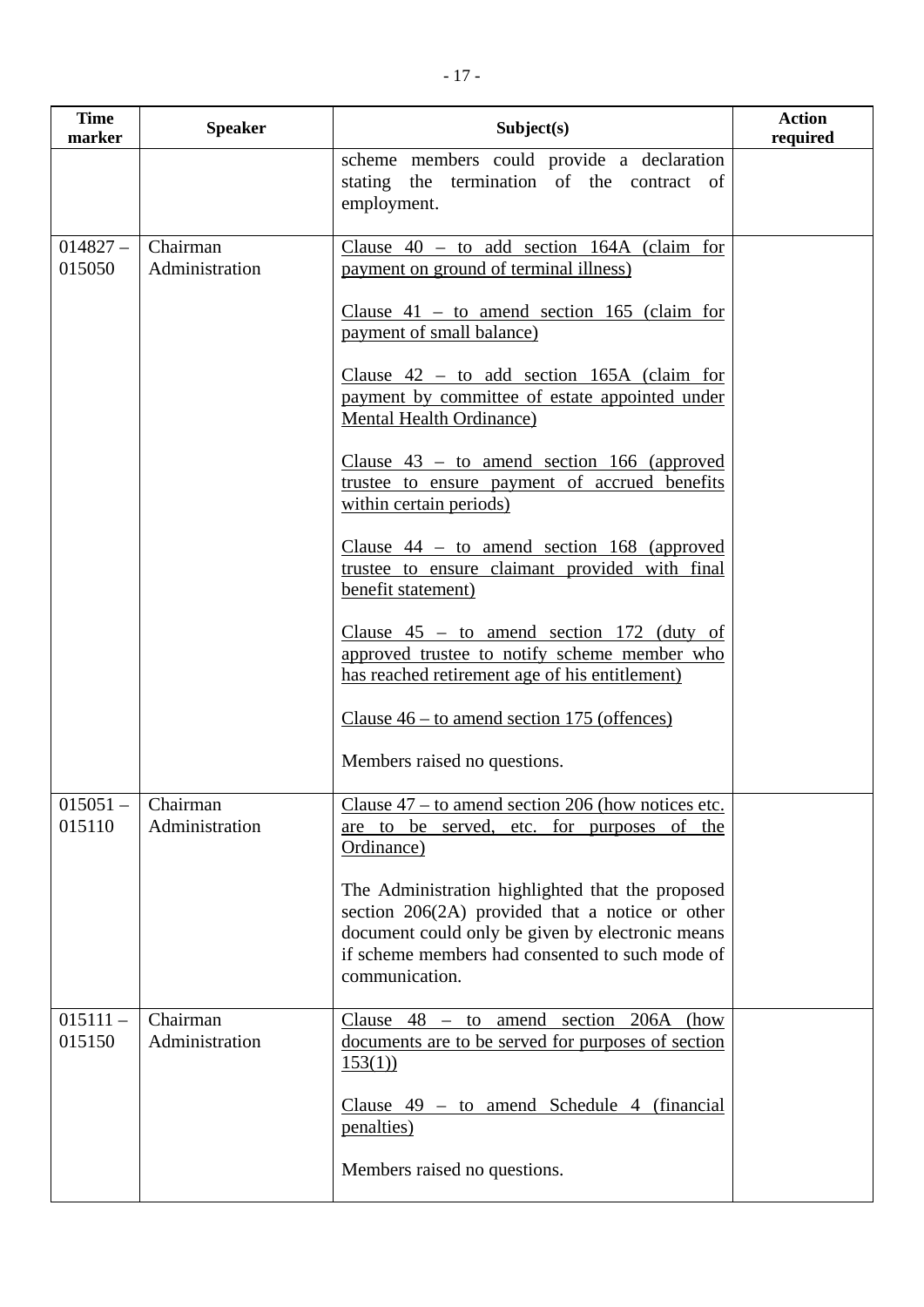| Time marker | Speaker | Subject(s) | Action required |
|---|---|---|---|
| | | scheme members could provide a declaration stating the termination of the contract of employment. | |
| 014827 – 015050 | Chairman<br>Administration | <u>Clause 40 – to add section 164A (claim for payment on ground of terminal illness)</u><br><br><u>Clause 41 – to amend section 165 (claim for payment of small balance)</u><br><br><u>Clause 42 – to add section 165A (claim for payment by committee of estate appointed under Mental Health Ordinance)</u><br><br><u>Clause 43 – to amend section 166 (approved trustee to ensure payment of accrued benefits within certain periods)</u><br><br><u>Clause 44 – to amend section 168 (approved trustee to ensure claimant provided with final benefit statement)</u><br><br><u>Clause 45 – to amend section 172 (duty of approved trustee to notify scheme member who has reached retirement age of his entitlement)</u><br><br><u>Clause 46 – to amend section 175 (offences)</u><br><br>Members raised no questions. | |
| 015051 – 015110 | Chairman<br>Administration | <u>Clause 47 – to amend section 206 (how notices etc. are to be served, etc. for purposes of the Ordinance)</u><br><br>The Administration highlighted that the proposed section 206(2A) provided that a notice or other document could only be given by electronic means if scheme members had consented to such mode of communication. | |
| 015111 – 015150 | Chairman<br>Administration | <u>Clause 48 – to amend section 206A (how documents are to be served for purposes of section 153(1))</u><br><br><u>Clause 49 – to amend Schedule 4 (financial penalties)</u><br><br>Members raised no questions. | |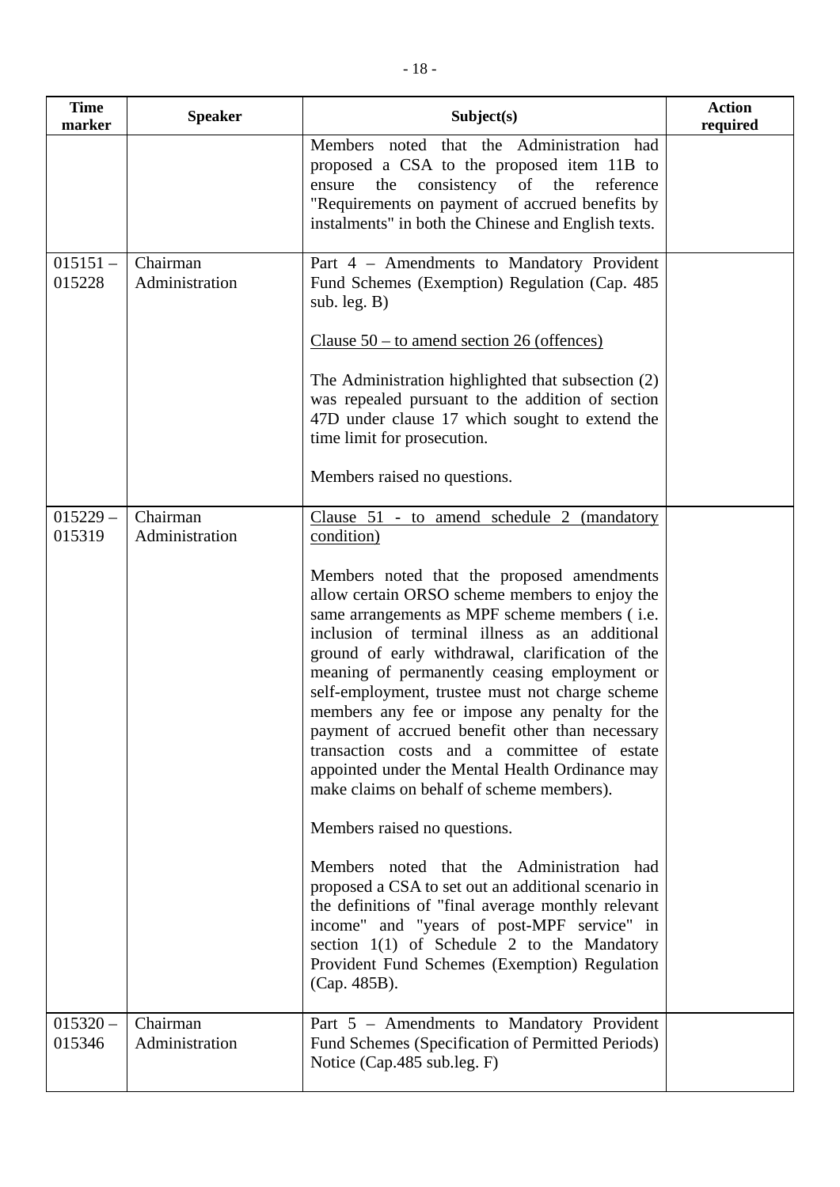| Time marker | Speaker | Subject(s) | Action required |
|---|---|---|---|
| | | Members noted that the Administration had proposed a CSA to the proposed item 11B to ensure the consistency of the reference "Requirements on payment of accrued benefits by instalments" in both the Chinese and English texts. | |
| 015151 – 015228 | Chairman<br>Administration | Part 4 – Amendments to Mandatory Provident Fund Schemes (Exemption) Regulation (Cap. 485 sub. leg. B)<br><br><u>Clause 50 – to amend section 26 (offences)</u><br><br>The Administration highlighted that subsection (2) was repealed pursuant to the addition of section 47D under clause 17 which sought to extend the time limit for prosecution.<br><br>Members raised no questions. | |
| 015229 – 015319 | Chairman<br>Administration | <u>Clause 51 - to amend schedule 2 (mandatory condition)</u><br><br>Members noted that the proposed amendments allow certain ORSO scheme members to enjoy the same arrangements as MPF scheme members ( i.e. inclusion of terminal illness as an additional ground of early withdrawal, clarification of the meaning of permanently ceasing employment or self-employment, trustee must not charge scheme members any fee or impose any penalty for the payment of accrued benefit other than necessary transaction costs and a committee of estate appointed under the Mental Health Ordinance may make claims on behalf of scheme members).<br><br>Members raised no questions.<br><br>Members noted that the Administration had proposed a CSA to set out an additional scenario in the definitions of "final average monthly relevant income" and "years of post-MPF service" in section 1(1) of Schedule 2 to the Mandatory Provident Fund Schemes (Exemption) Regulation (Cap. 485B). | |
| 015320 – 015346 | Chairman<br>Administration | Part 5 – Amendments to Mandatory Provident Fund Schemes (Specification of Permitted Periods) Notice (Cap.485 sub.leg. F) | |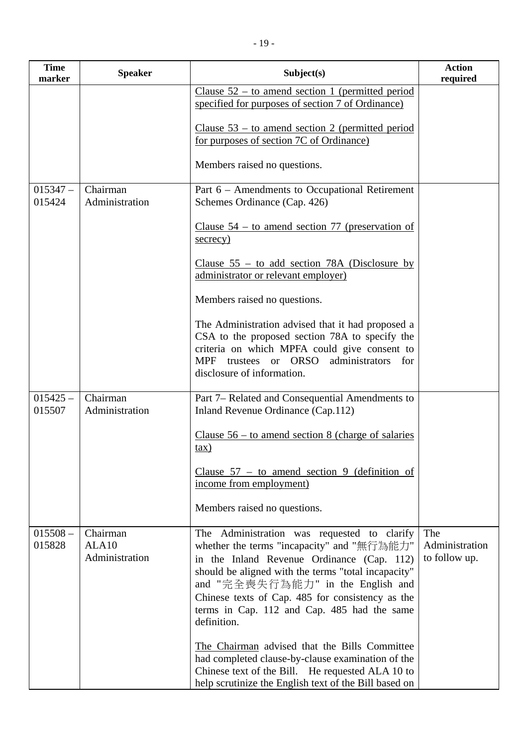| Time marker | Speaker | Subject(s) | Action required |
|---|---|---|---|
| | | Clause 52 – to amend section 1 (permitted period specified for purposes of section 7 of Ordinance)<br><br>Clause 53 – to amend section 2 (permitted period for purposes of section 7C of Ordinance)<br><br>Members raised no questions. | |
| 015347 – 015424 | Chairman<br>Administration | Part 6 – Amendments to Occupational Retirement Schemes Ordinance (Cap. 426)<br><br>Clause 54 – to amend section 77 (preservation of secrecy)<br><br>Clause 55 – to add section 78A (Disclosure by administrator or relevant employer)<br><br>Members raised no questions.<br><br>The Administration advised that it had proposed a CSA to the proposed section 78A to specify the criteria on which MPFA could give consent to MPF trustees or ORSO administrators for disclosure of information. | |
| 015425 – 015507 | Chairman<br>Administration | Part 7– Related and Consequential Amendments to Inland Revenue Ordinance (Cap.112)<br><br>Clause 56 – to amend section 8 (charge of salaries tax)<br><br>Clause 57 – to amend section 9 (definition of income from employment)<br><br>Members raised no questions. | |
| 015508 – 015828 | Chairman<br>ALA10<br>Administration | The Administration was requested to clarify whether the terms "incapacity" and "無行為能力" in the Inland Revenue Ordinance (Cap. 112) should be aligned with the terms "total incapacity" and "完全喪失行為能力" in the English and Chinese texts of Cap. 485 for consistency as the terms in Cap. 112 and Cap. 485 had the same definition.<br><br>The Chairman advised that the Bills Committee had completed clause-by-clause examination of the Chinese text of the Bill. He requested ALA 10 to help scrutinize the English text of the Bill based on | The Administration to follow up. |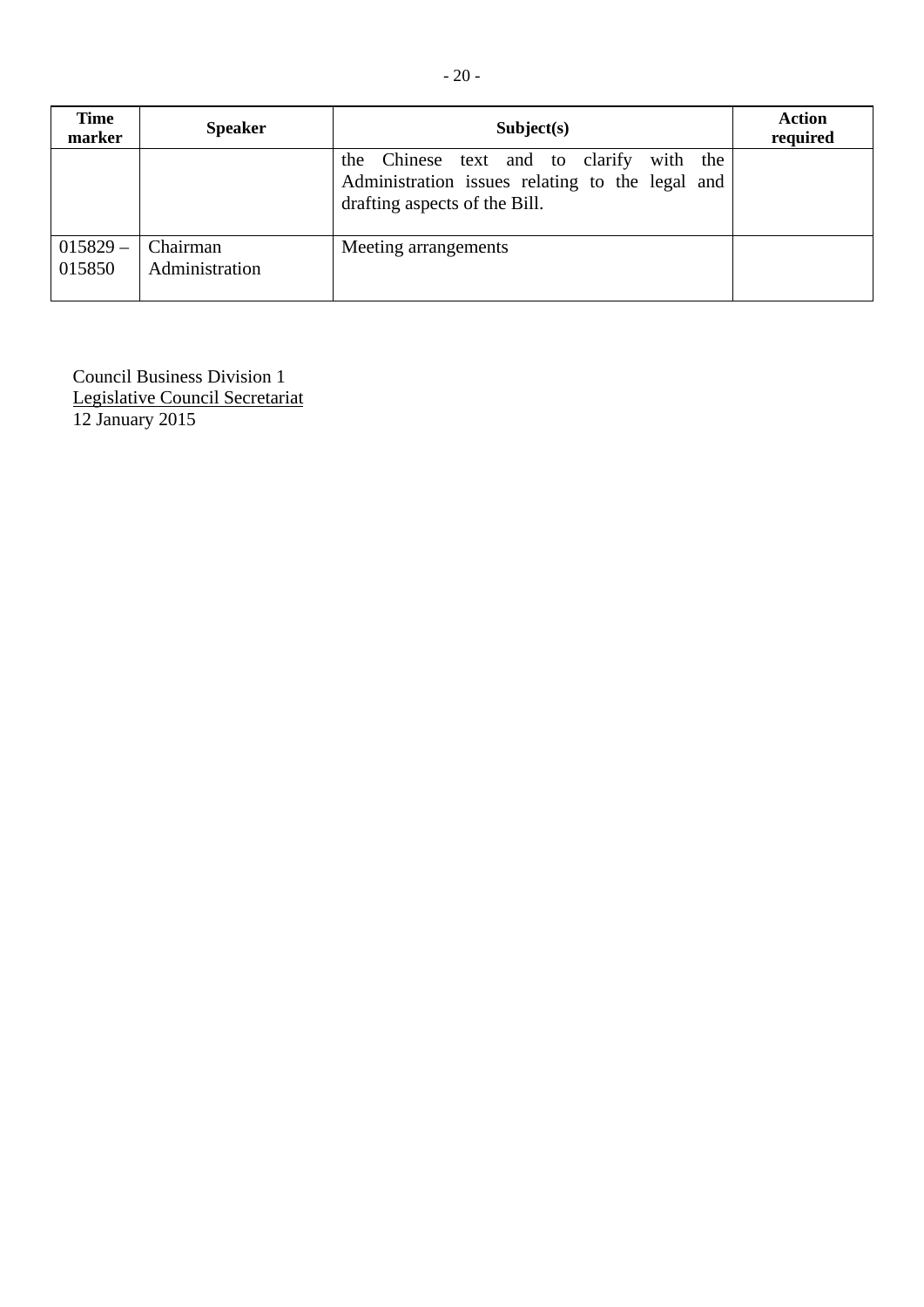| Time marker | Speaker | Subject(s) | Action required |
| --- | --- | --- | --- |
| | | the Chinese text and to clarify with the Administration issues relating to the legal and drafting aspects of the Bill. | |
| 015829 – 015850 | Chairman<br>Administration | Meeting arrangements | |

Council Business Division 1
Legislative Council Secretariat
12 January 2015